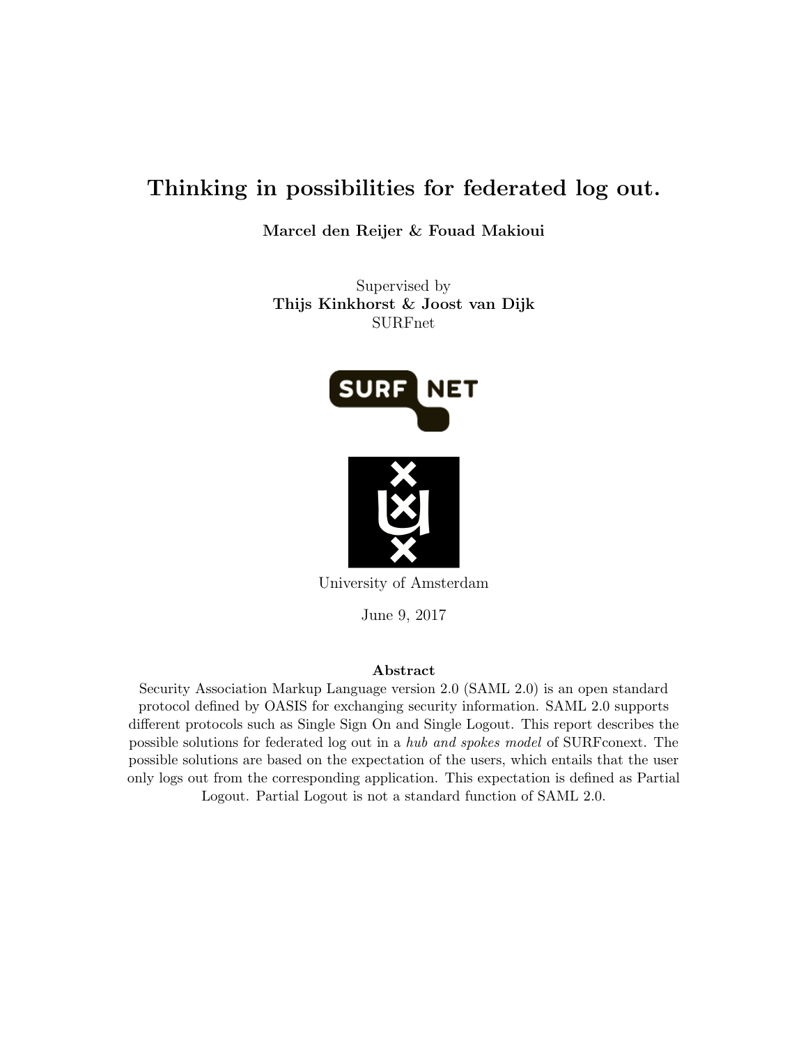# Thinking in possibilities for federated log out.

**Marcel den Reijer & Fouad Makioui**

Supervised by
**Thijs Kinkhorst & Joost van Dijk**
SURFnet

University of Amsterdam

June 9, 2017

**Abstract**

Security Association Markup Language version 2.0 (SAML 2.0) is an open standard protocol defined by OASIS for exchanging security information. SAML 2.0 supports different protocols such as Single Sign On and Single Logout. This report describes the possible solutions for federated log out in a *hub and spokes model* of SURFconext. The possible solutions are based on the expectation of the users, which entails that the user only logs out from the corresponding application. This expectation is defined as Partial Logout. Partial Logout is not a standard function of SAML 2.0.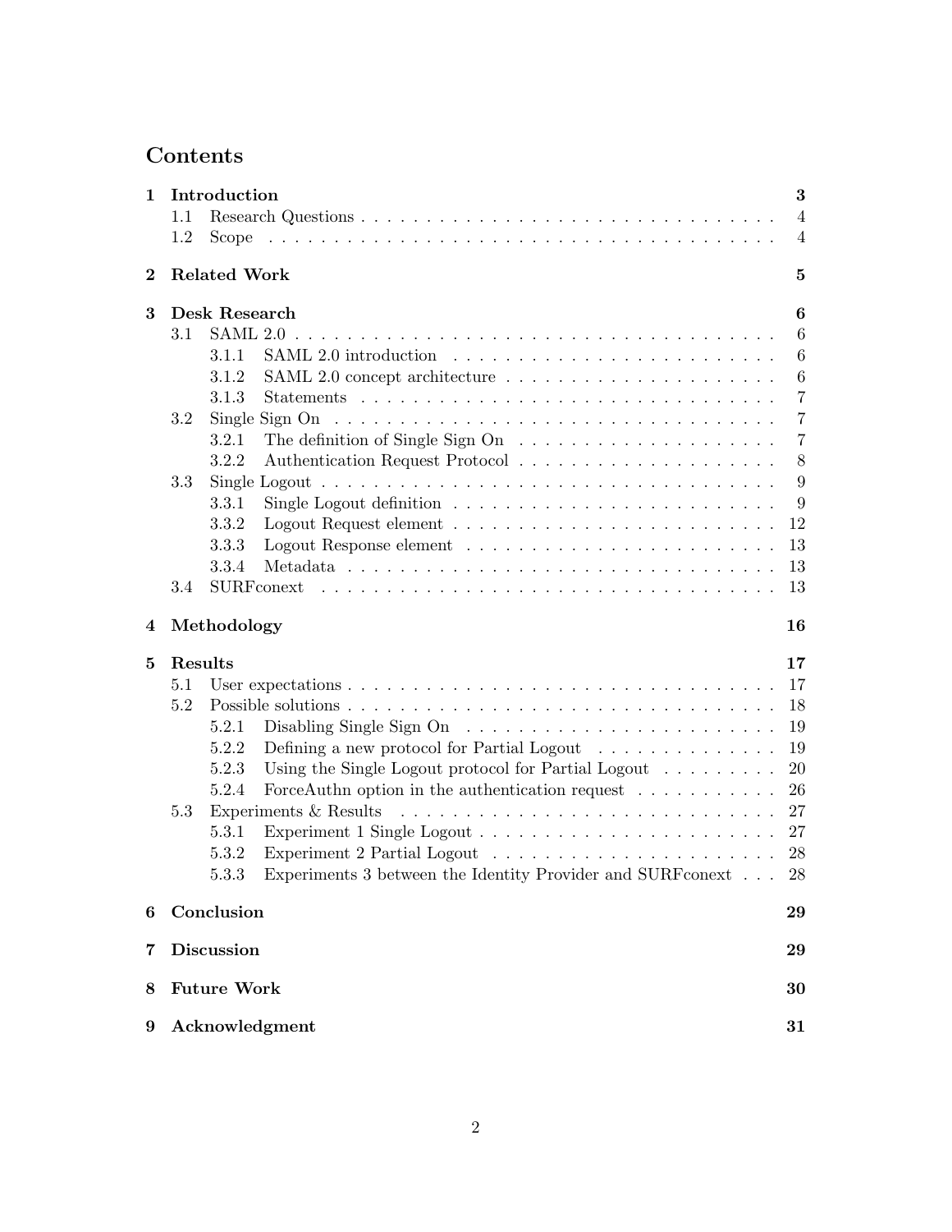# Contents

**1 Introduction** — **3**
- 1.1 Research Questions — 4
- 1.2 Scope — 4

**2 Related Work** — **5**

**3 Desk Research** — **6**
- 3.1 SAML 2.0 — 6
  - 3.1.1 SAML 2.0 introduction — 6
  - 3.1.2 SAML 2.0 concept architecture — 6
  - 3.1.3 Statements — 7
- 3.2 Single Sign On — 7
  - 3.2.1 The definition of Single Sign On — 7
  - 3.2.2 Authentication Request Protocol — 8
- 3.3 Single Logout — 9
  - 3.3.1 Single Logout definition — 9
  - 3.3.2 Logout Request element — 12
  - 3.3.3 Logout Response element — 13
  - 3.3.4 Metadata — 13
- 3.4 SURFconext — 13

**4 Methodology** — **16**

**5 Results** — **17**
- 5.1 User expectations — 17
- 5.2 Possible solutions — 18
  - 5.2.1 Disabling Single Sign On — 19
  - 5.2.2 Defining a new protocol for Partial Logout — 19
  - 5.2.3 Using the Single Logout protocol for Partial Logout — 20
  - 5.2.4 ForceAuthn option in the authentication request — 26
- 5.3 Experiments & Results — 27
  - 5.3.1 Experiment 1 Single Logout — 27
  - 5.3.2 Experiment 2 Partial Logout — 28
  - 5.3.3 Experiments 3 between the Identity Provider and SURFconext — 28

**6 Conclusion** — **29**

**7 Discussion** — **29**

**8 Future Work** — **30**

**9 Acknowledgment** — **31**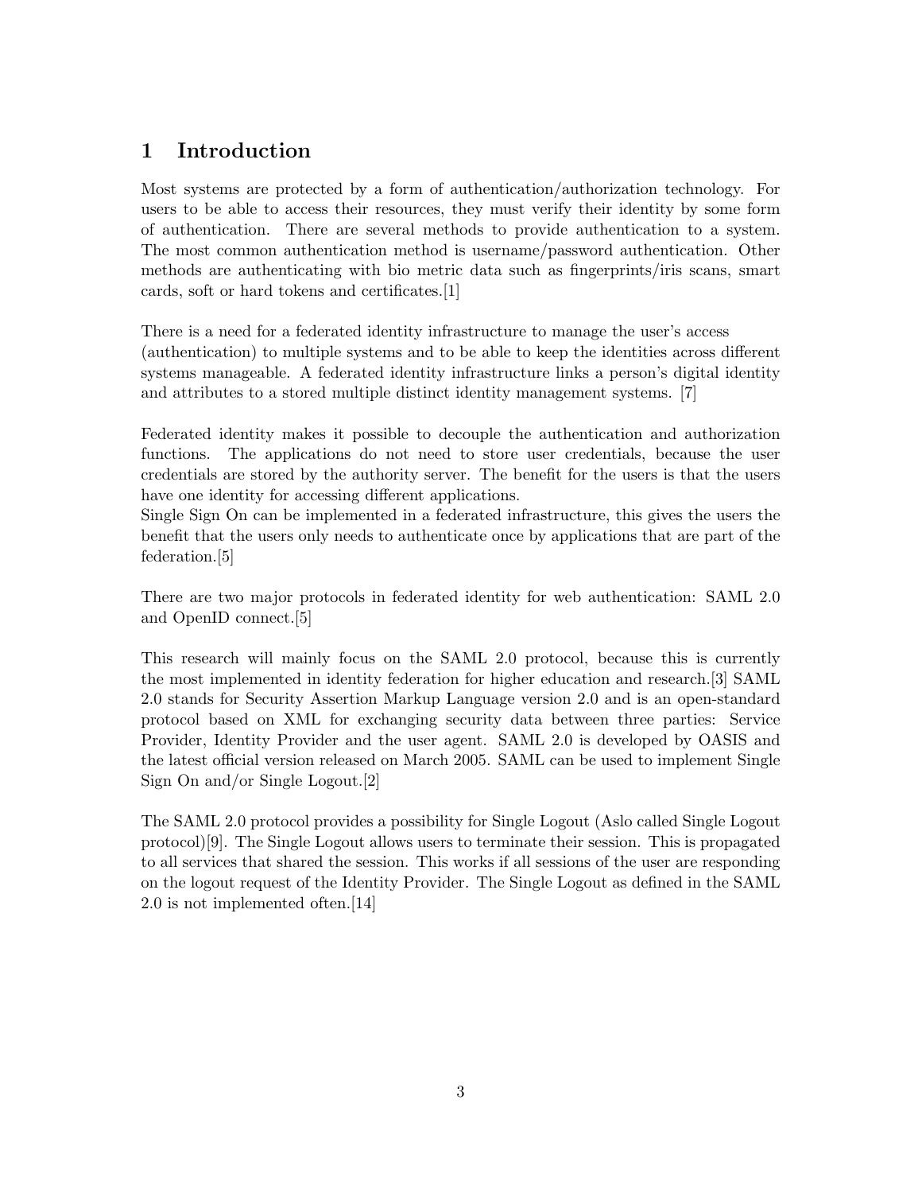# 1 Introduction

Most systems are protected by a form of authentication/authorization technology. For users to be able to access their resources, they must verify their identity by some form of authentication. There are several methods to provide authentication to a system. The most common authentication method is username/password authentication. Other methods are authenticating with bio metric data such as fingerprints/iris scans, smart cards, soft or hard tokens and certificates.[1]

There is a need for a federated identity infrastructure to manage the user's access (authentication) to multiple systems and to be able to keep the identities across different systems manageable. A federated identity infrastructure links a person's digital identity and attributes to a stored multiple distinct identity management systems. [7]

Federated identity makes it possible to decouple the authentication and authorization functions. The applications do not need to store user credentials, because the user credentials are stored by the authority server. The benefit for the users is that the users have one identity for accessing different applications.
Single Sign On can be implemented in a federated infrastructure, this gives the users the benefit that the users only needs to authenticate once by applications that are part of the federation.[5]

There are two major protocols in federated identity for web authentication: SAML 2.0 and OpenID connect.[5]

This research will mainly focus on the SAML 2.0 protocol, because this is currently the most implemented in identity federation for higher education and research.[3] SAML 2.0 stands for Security Assertion Markup Language version 2.0 and is an open-standard protocol based on XML for exchanging security data between three parties: Service Provider, Identity Provider and the user agent. SAML 2.0 is developed by OASIS and the latest official version released on March 2005. SAML can be used to implement Single Sign On and/or Single Logout.[2]

The SAML 2.0 protocol provides a possibility for Single Logout (Aslo called Single Logout protocol)[9]. The Single Logout allows users to terminate their session. This is propagated to all services that shared the session. This works if all sessions of the user are responding on the logout request of the Identity Provider. The Single Logout as defined in the SAML 2.0 is not implemented often.[14]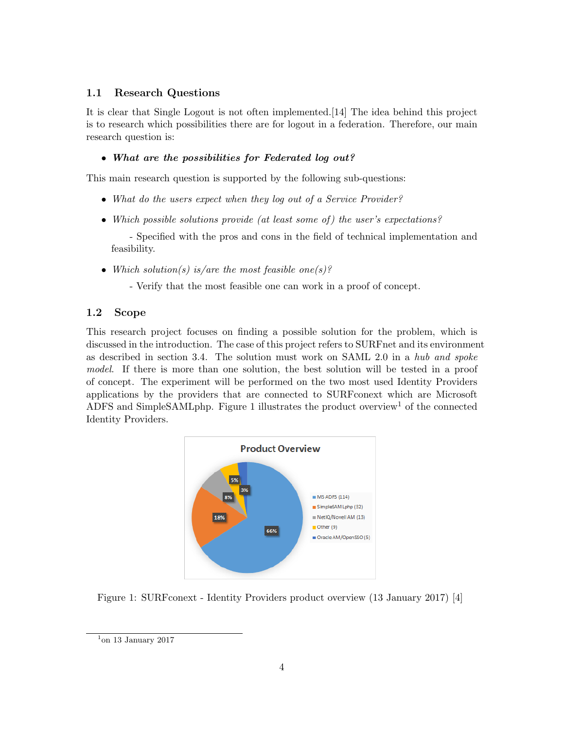## 1.1 Research Questions

It is clear that Single Logout is not often implemented.[14] The idea behind this project is to research which possibilities there are for logout in a federation. Therefore, our main research question is:

- ***What are the possibilities for Federated log out?***

This main research question is supported by the following sub-questions:

- *What do the users expect when they log out of a Service Provider?*
- *Which possible solutions provide (at least some of) the user's expectations?*

  - Specified with the pros and cons in the field of technical implementation and feasibility.
- *Which solution(s) is/are the most feasible one(s)?*

  - Verify that the most feasible one can work in a proof of concept.

## 1.2 Scope

This research project focuses on finding a possible solution for the problem, which is discussed in the introduction. The case of this project refers to SURFnet and its environment as described in section 3.4. The solution must work on SAML 2.0 in a *hub and spoke model*. If there is more than one solution, the best solution will be tested in a proof of concept. The experiment will be performed on the two most used Identity Providers applications by the providers that are connected to SURFconext which are Microsoft ADFS and SimpleSAMLphp. Figure 1 illustrates the product overview[1] of the connected Identity Providers.

Figure 1: SURFconext - Identity Providers product overview (13 January 2017) [4]

[1] on 13 January 2017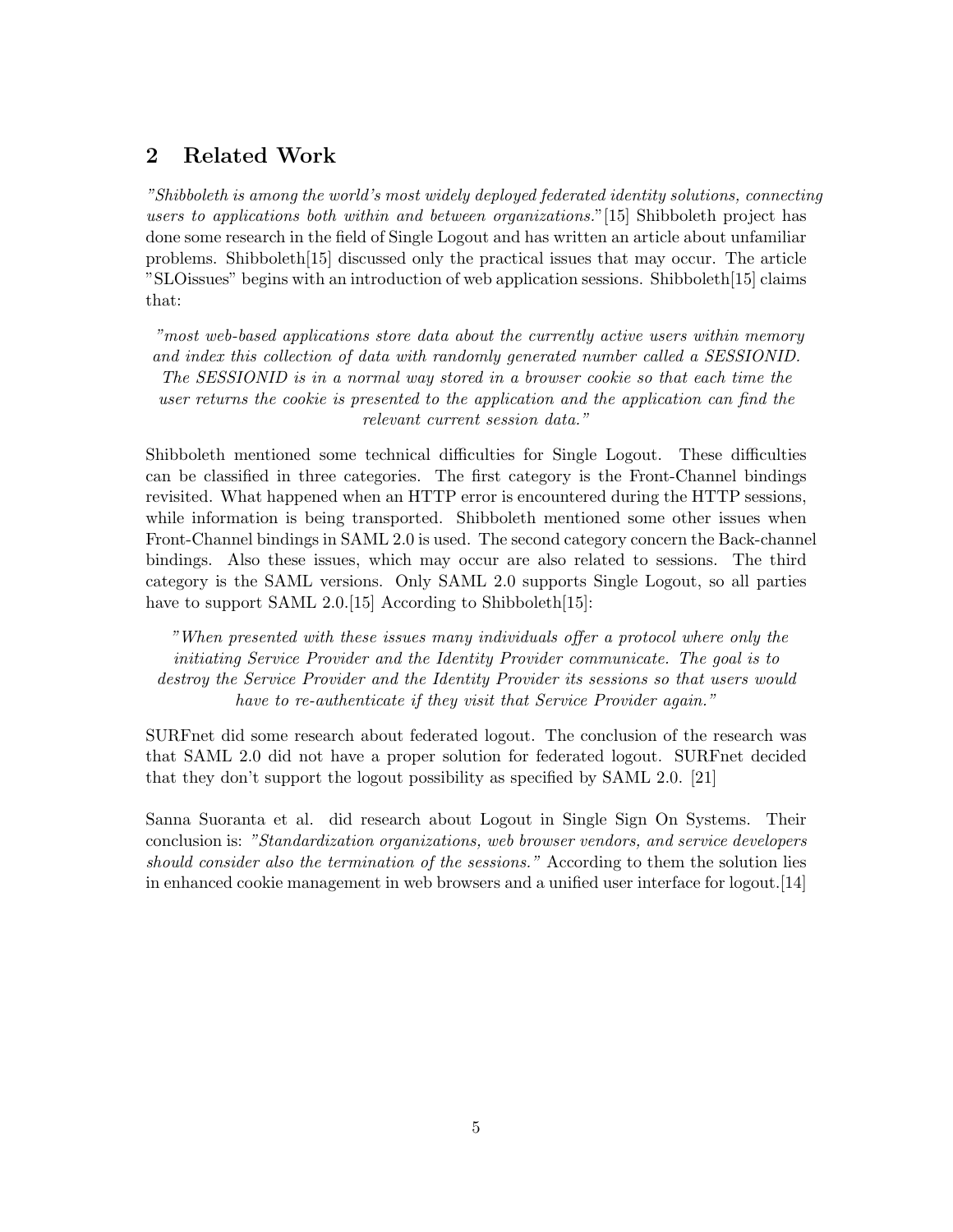## 2 Related Work

*"Shibboleth is among the world's most widely deployed federated identity solutions, connecting users to applications both within and between organizations."*[15] Shibboleth project has done some research in the field of Single Logout and has written an article about unfamiliar problems. Shibboleth[15] discussed only the practical issues that may occur. The article "SLOissues" begins with an introduction of web application sessions. Shibboleth[15] claims that:

> *"most web-based applications store data about the currently active users within memory and index this collection of data with randomly generated number called a SESSIONID. The SESSIONID is in a normal way stored in a browser cookie so that each time the user returns the cookie is presented to the application and the application can find the relevant current session data."*

Shibboleth mentioned some technical difficulties for Single Logout. These difficulties can be classified in three categories. The first category is the Front-Channel bindings revisited. What happened when an HTTP error is encountered during the HTTP sessions, while information is being transported. Shibboleth mentioned some other issues when Front-Channel bindings in SAML 2.0 is used. The second category concern the Back-channel bindings. Also these issues, which may occur are also related to sessions. The third category is the SAML versions. Only SAML 2.0 supports Single Logout, so all parties have to support SAML 2.0.[15] According to Shibboleth[15]:

> *"When presented with these issues many individuals offer a protocol where only the initiating Service Provider and the Identity Provider communicate. The goal is to destroy the Service Provider and the Identity Provider its sessions so that users would have to re-authenticate if they visit that Service Provider again."*

SURFnet did some research about federated logout. The conclusion of the research was that SAML 2.0 did not have a proper solution for federated logout. SURFnet decided that they don't support the logout possibility as specified by SAML 2.0. [21]

Sanna Suoranta et al. did research about Logout in Single Sign On Systems. Their conclusion is: *"Standardization organizations, web browser vendors, and service developers should consider also the termination of the sessions."* According to them the solution lies in enhanced cookie management in web browsers and a unified user interface for logout.[14]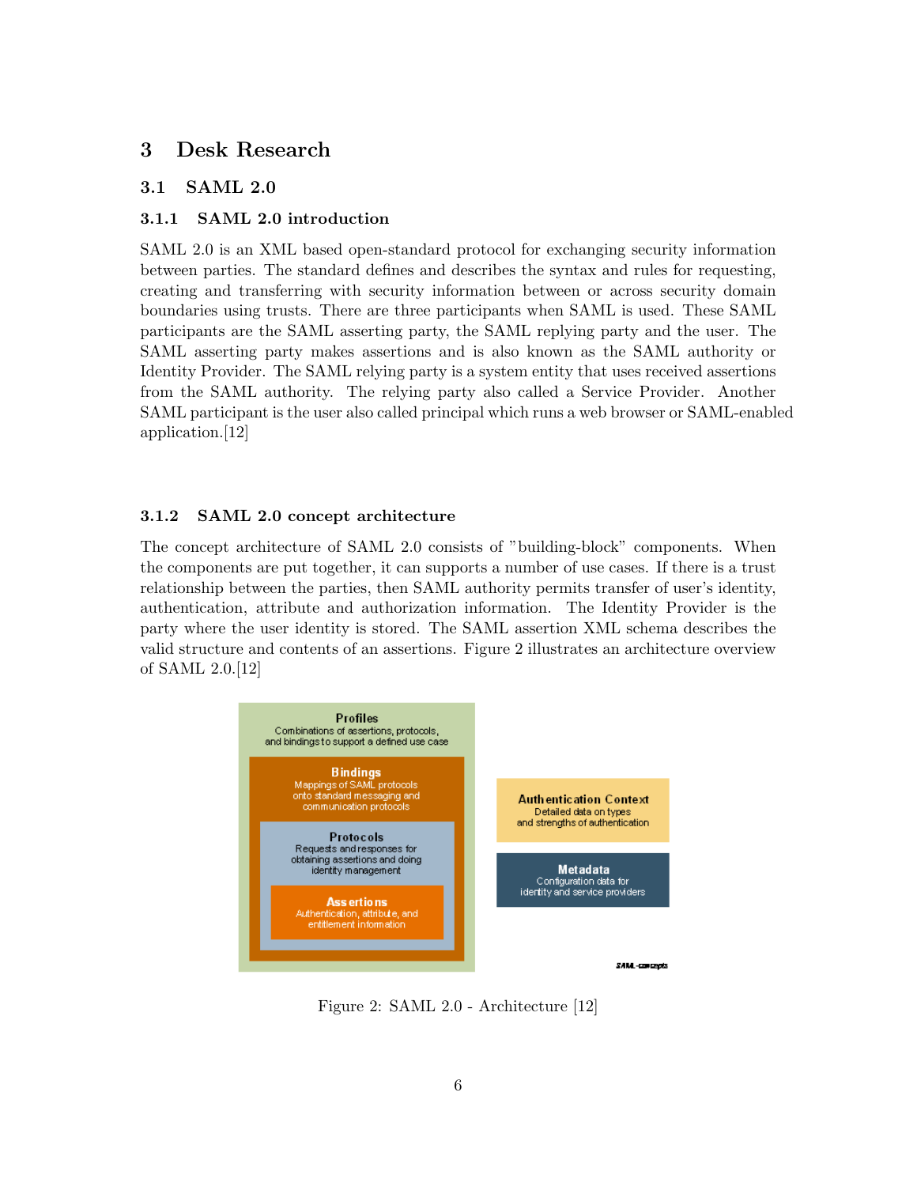# 3 Desk Research

## 3.1 SAML 2.0

### 3.1.1 SAML 2.0 introduction

SAML 2.0 is an XML based open-standard protocol for exchanging security information between parties. The standard defines and describes the syntax and rules for requesting, creating and transferring with security information between or across security domain boundaries using trusts. There are three participants when SAML is used. These SAML participants are the SAML asserting party, the SAML replying party and the user. The SAML asserting party makes assertions and is also known as the SAML authority or Identity Provider. The SAML relying party is a system entity that uses received assertions from the SAML authority. The relying party also called a Service Provider. Another SAML participant is the user also called principal which runs a web browser or SAML-enabled application.[12]

### 3.1.2 SAML 2.0 concept architecture

The concept architecture of SAML 2.0 consists of "building-block" components. When the components are put together, it can supports a number of use cases. If there is a trust relationship between the parties, then SAML authority permits transfer of user's identity, authentication, attribute and authorization information. The Identity Provider is the party where the user identity is stored. The SAML assertion XML schema describes the valid structure and contents of an assertions. Figure 2 illustrates an architecture overview of SAML 2.0.[12]

**Profiles**
Combinations of assertions, protocols, and bindings to support a defined use case

**Bindings**
Mappings of SAML protocols onto standard messaging and communication protocols

**Protocols**
Requests and responses for obtaining assertions and doing identity management

**Assertions**
Authentication, attribute, and entitlement information

**Authentication Context**
Detailed data on types and strengths of authentication

**Metadata**
Configuration data for identity and service providers

SAML-concepts

Figure 2: SAML 2.0 - Architecture [12]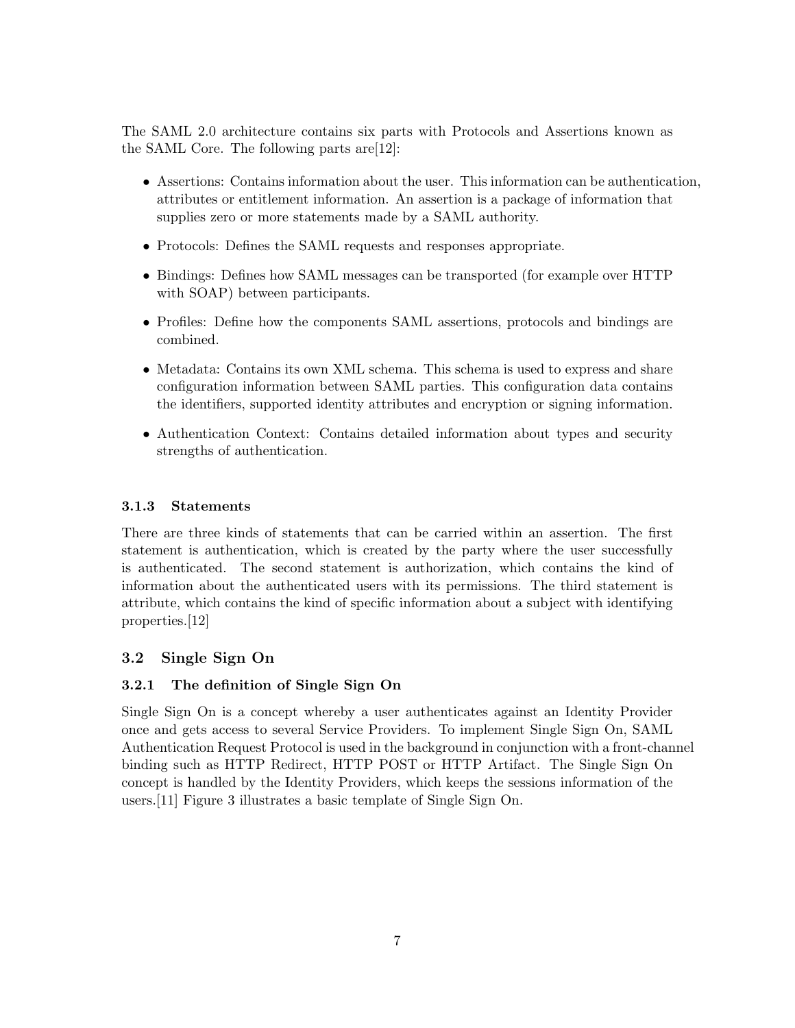The SAML 2.0 architecture contains six parts with Protocols and Assertions known as the SAML Core. The following parts are[12]:

- Assertions: Contains information about the user. This information can be authentication, attributes or entitlement information. An assertion is a package of information that supplies zero or more statements made by a SAML authority.
- Protocols: Defines the SAML requests and responses appropriate.
- Bindings: Defines how SAML messages can be transported (for example over HTTP with SOAP) between participants.
- Profiles: Define how the components SAML assertions, protocols and bindings are combined.
- Metadata: Contains its own XML schema. This schema is used to express and share configuration information between SAML parties. This configuration data contains the identifiers, supported identity attributes and encryption or signing information.
- Authentication Context: Contains detailed information about types and security strengths of authentication.

#### 3.1.3 Statements

There are three kinds of statements that can be carried within an assertion. The first statement is authentication, which is created by the party where the user successfully is authenticated. The second statement is authorization, which contains the kind of information about the authenticated users with its permissions. The third statement is attribute, which contains the kind of specific information about a subject with identifying properties.[12]

### 3.2 Single Sign On

#### 3.2.1 The definition of Single Sign On

Single Sign On is a concept whereby a user authenticates against an Identity Provider once and gets access to several Service Providers. To implement Single Sign On, SAML Authentication Request Protocol is used in the background in conjunction with a front-channel binding such as HTTP Redirect, HTTP POST or HTTP Artifact. The Single Sign On concept is handled by the Identity Providers, which keeps the sessions information of the users.[11] Figure 3 illustrates a basic template of Single Sign On.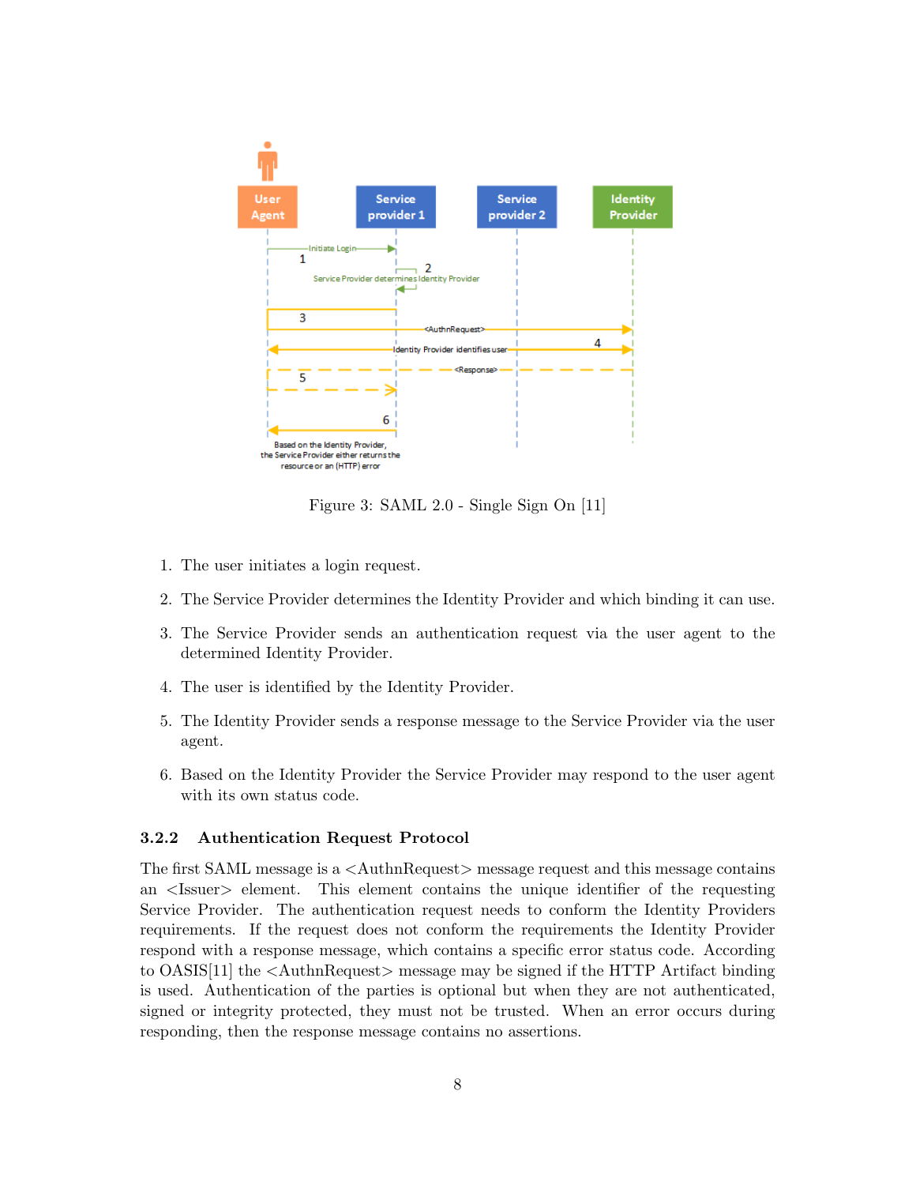Figure 3: SAML 2.0 - Single Sign On [11]

1. The user initiates a login request.
2. The Service Provider determines the Identity Provider and which binding it can use.
3. The Service Provider sends an authentication request via the user agent to the determined Identity Provider.
4. The user is identified by the Identity Provider.
5. The Identity Provider sends a response message to the Service Provider via the user agent.
6. Based on the Identity Provider the Service Provider may respond to the user agent with its own status code.

### 3.2.2 Authentication Request Protocol

The first SAML message is a <AuthnRequest> message request and this message contains an <Issuer> element. This element contains the unique identifier of the requesting Service Provider. The authentication request needs to conform the Identity Providers requirements. If the request does not conform the requirements the Identity Provider respond with a response message, which contains a specific error status code. According to OASIS[11] the <AuthnRequest> message may be signed if the HTTP Artifact binding is used. Authentication of the parties is optional but when they are not authenticated, signed or integrity protected, they must not be trusted. When an error occurs during responding, then the response message contains no assertions.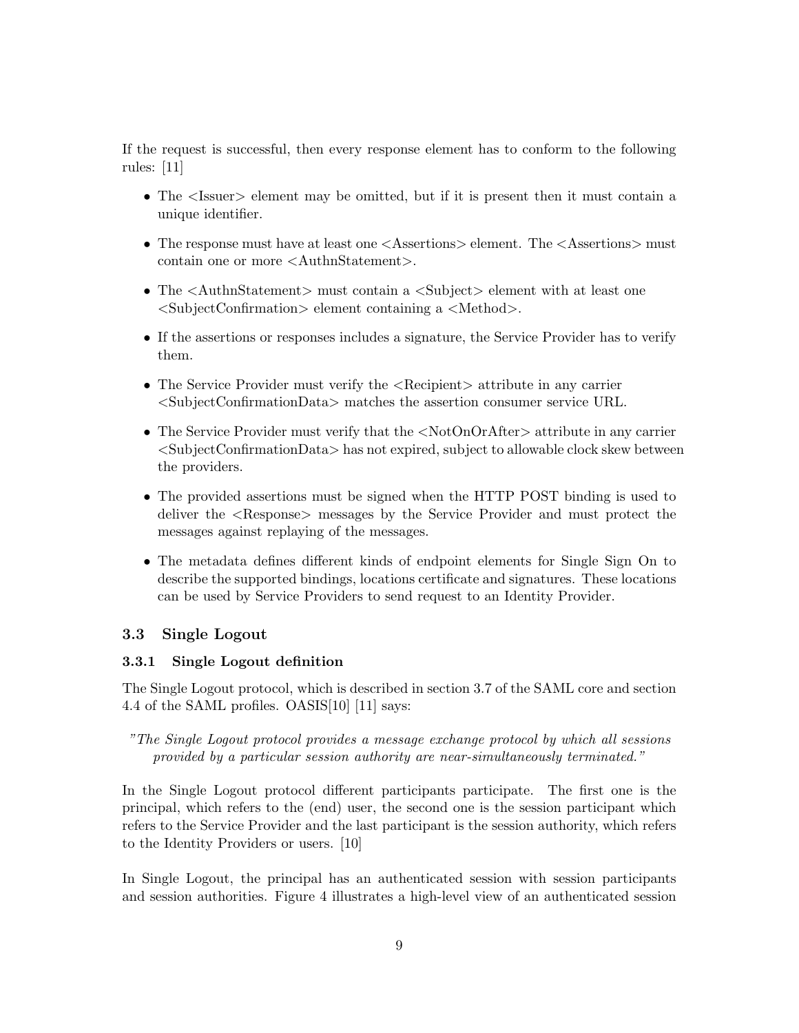If the request is successful, then every response element has to conform to the following rules: [11]

- The <Issuer> element may be omitted, but if it is present then it must contain a unique identifier.
- The response must have at least one <Assertions> element. The <Assertions> must contain one or more <AuthnStatement>.
- The <AuthnStatement> must contain a <Subject> element with at least one <SubjectConfirmation> element containing a <Method>.
- If the assertions or responses includes a signature, the Service Provider has to verify them.
- The Service Provider must verify the <Recipient> attribute in any carrier <SubjectConfirmationData> matches the assertion consumer service URL.
- The Service Provider must verify that the <NotOnOrAfter> attribute in any carrier <SubjectConfirmationData> has not expired, subject to allowable clock skew between the providers.
- The provided assertions must be signed when the HTTP POST binding is used to deliver the <Response> messages by the Service Provider and must protect the messages against replaying of the messages.
- The metadata defines different kinds of endpoint elements for Single Sign On to describe the supported bindings, locations certificate and signatures. These locations can be used by Service Providers to send request to an Identity Provider.

### 3.3 Single Logout

#### 3.3.1 Single Logout definition

The Single Logout protocol, which is described in section 3.7 of the SAML core and section 4.4 of the SAML profiles. OASIS[10] [11] says:

> *"The Single Logout protocol provides a message exchange protocol by which all sessions provided by a particular session authority are near-simultaneously terminated."*

In the Single Logout protocol different participants participate. The first one is the principal, which refers to the (end) user, the second one is the session participant which refers to the Service Provider and the last participant is the session authority, which refers to the Identity Providers or users. [10]

In Single Logout, the principal has an authenticated session with session participants and session authorities. Figure 4 illustrates a high-level view of an authenticated session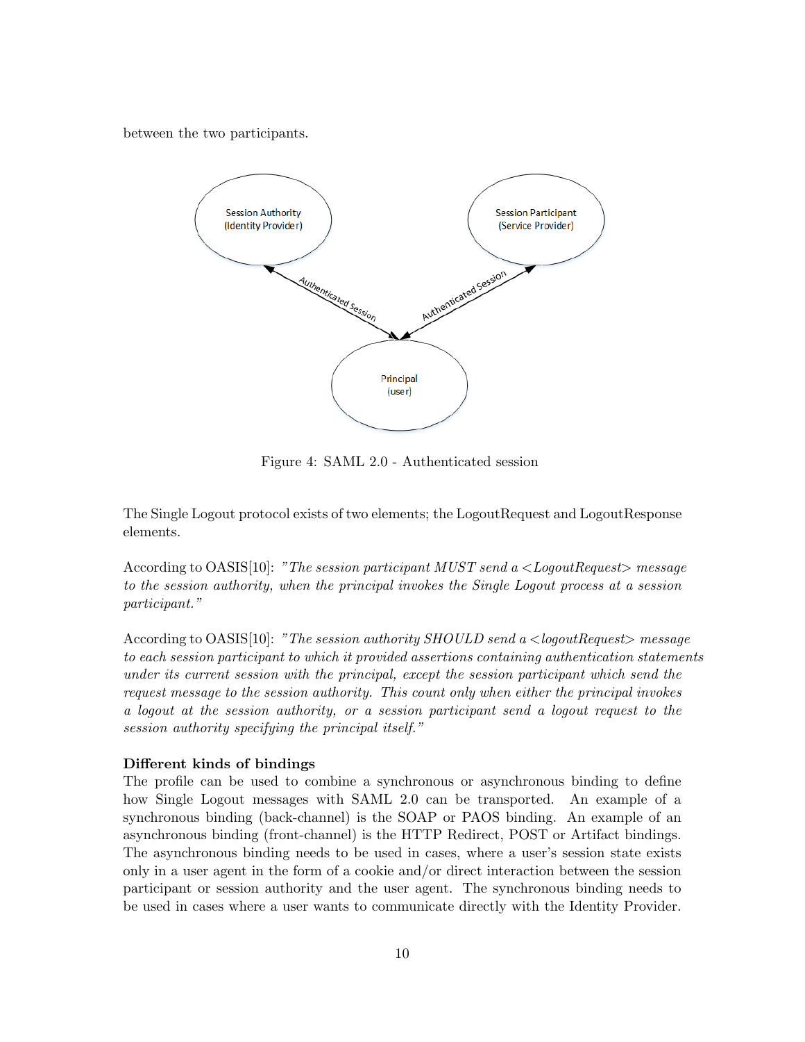between the two participants.

Figure 4: SAML 2.0 - Authenticated session

The Single Logout protocol exists of two elements; the LogoutRequest and LogoutResponse elements.

According to OASIS[10]: *"The session participant MUST send a <LogoutRequest> message to the session authority, when the principal invokes the Single Logout process at a session participant."*

According to OASIS[10]: *"The session authority SHOULD send a <logoutRequest> message to each session participant to which it provided assertions containing authentication statements under its current session with the principal, except the session participant which send the request message to the session authority. This count only when either the principal invokes a logout at the session authority, or a session participant send a logout request to the session authority specifying the principal itself."*

**Different kinds of bindings**

The profile can be used to combine a synchronous or asynchronous binding to define how Single Logout messages with SAML 2.0 can be transported. An example of a synchronous binding (back-channel) is the SOAP or PAOS binding. An example of an asynchronous binding (front-channel) is the HTTP Redirect, POST or Artifact bindings. The asynchronous binding needs to be used in cases, where a user's session state exists only in a user agent in the form of a cookie and/or direct interaction between the session participant or session authority and the user agent. The synchronous binding needs to be used in cases where a user wants to communicate directly with the Identity Provider.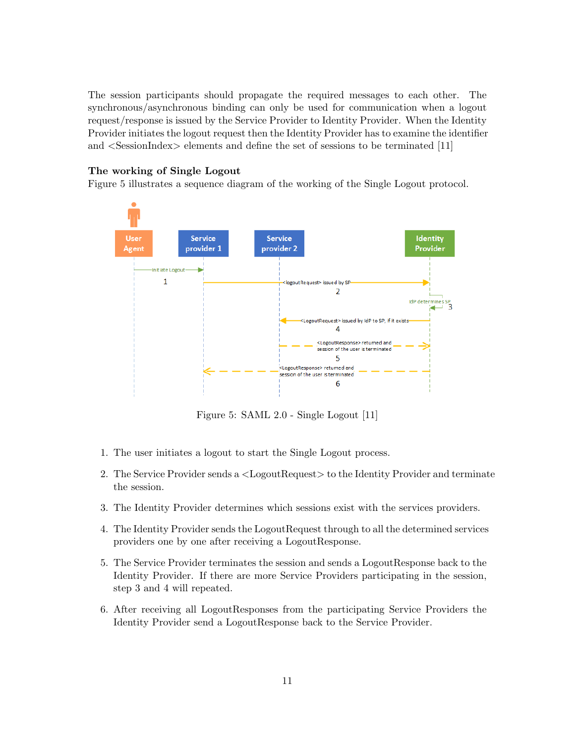The session participants should propagate the required messages to each other. The synchronous/asynchronous binding can only be used for communication when a logout request/response is issued by the Service Provider to Identity Provider. When the Identity Provider initiates the logout request then the Identity Provider has to examine the identifier and <SessionIndex> elements and define the set of sessions to be terminated [11]

### The working of Single Logout

Figure 5 illustrates a sequence diagram of the working of the Single Logout protocol.

Figure 5: SAML 2.0 - Single Logout [11]

1. The user initiates a logout to start the Single Logout process.
2. The Service Provider sends a <LogoutRequest> to the Identity Provider and terminate the session.
3. The Identity Provider determines which sessions exist with the services providers.
4. The Identity Provider sends the LogoutRequest through to all the determined services providers one by one after receiving a LogoutResponse.
5. The Service Provider terminates the session and sends a LogoutResponse back to the Identity Provider. If there are more Service Providers participating in the session, step 3 and 4 will repeated.
6. After receiving all LogoutResponses from the participating Service Providers the Identity Provider send a LogoutResponse back to the Service Provider.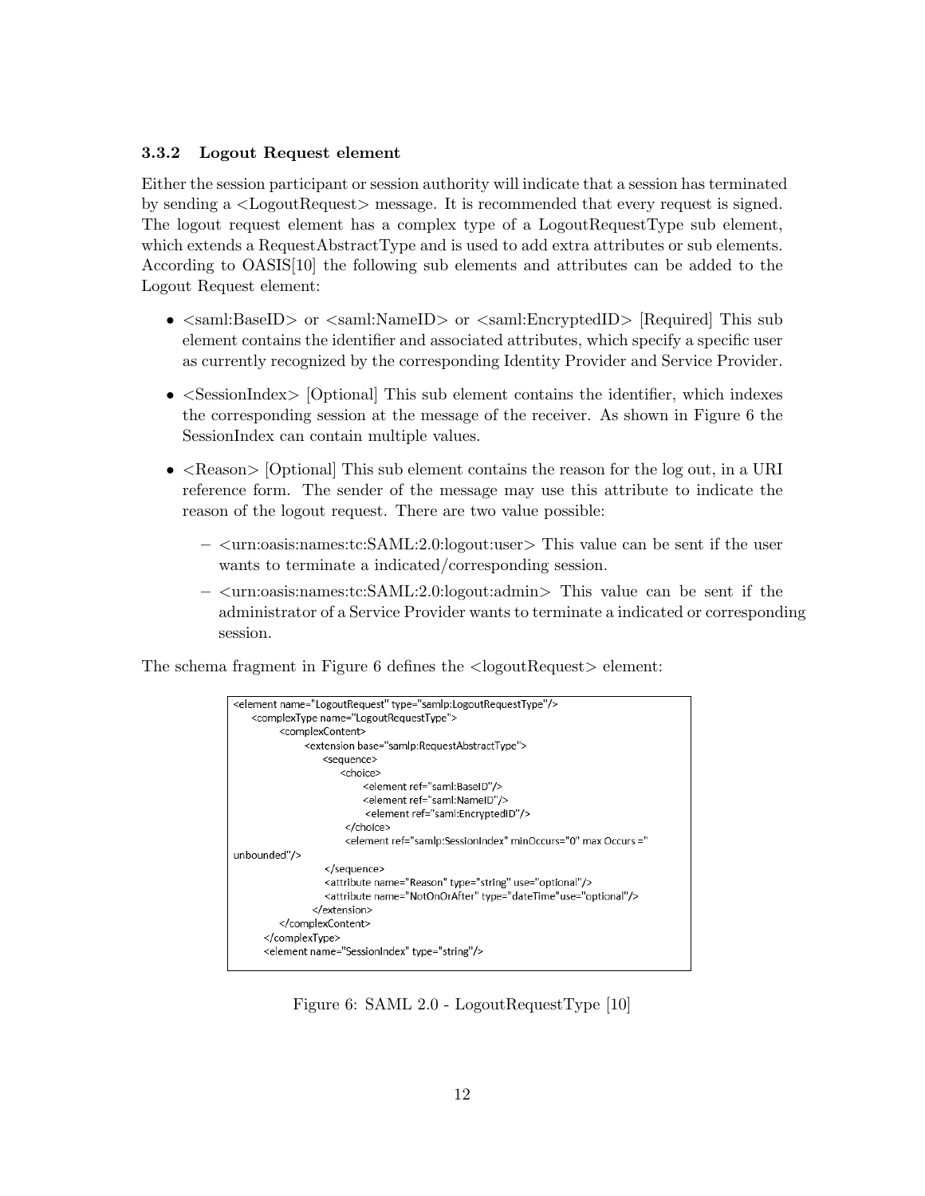### 3.3.2 Logout Request element

Either the session participant or session authority will indicate that a session has terminated by sending a <LogoutRequest> message. It is recommended that every request is signed. The logout request element has a complex type of a LogoutRequestType sub element, which extends a RequestAbstractType and is used to add extra attributes or sub elements. According to OASIS[10] the following sub elements and attributes can be added to the Logout Request element:

- <saml:BaseID> or <saml:NameID> or <saml:EncryptedID> [Required] This sub element contains the identifier and associated attributes, which specify a specific user as currently recognized by the corresponding Identity Provider and Service Provider.
- <SessionIndex> [Optional] This sub element contains the identifier, which indexes the corresponding session at the message of the receiver. As shown in Figure 6 the SessionIndex can contain multiple values.
- <Reason> [Optional] This sub element contains the reason for the log out, in a URI reference form. The sender of the message may use this attribute to indicate the reason of the logout request. There are two value possible:
  - <urn:oasis:names:tc:SAML:2.0:logout:user> This value can be sent if the user wants to terminate a indicated/corresponding session.
  - <urn:oasis:names:tc:SAML:2.0:logout:admin> This value can be sent if the administrator of a Service Provider wants to terminate a indicated or corresponding session.

The schema fragment in Figure 6 defines the <logoutRequest> element:

```
<element name="LogoutRequest" type="samlp:LogoutRequestType"/>
    <complexType name="LogoutRequestType">
        <complexContent>
            <extension base="samlp:RequestAbstractType">
                <sequence>
                    <choice>
                        <element ref="saml:BaseID"/>
                        <element ref="saml:NameID"/>
                        <element ref="saml:EncryptedID"/>
                    </choice>
                    <element ref="samlp:SessionIndex" minOccurs="0" max Occurs ="
unbounded"/>
                </sequence>
                <attribute name="Reason" type="string" use="optional"/>
                <attribute name="NotOnOrAfter" type="dateTime"use="optional"/>
            </extension>
        </complexContent>
    </complexType>
    <element name="SessionIndex" type="string"/>
```

Figure 6: SAML 2.0 - LogoutRequestType [10]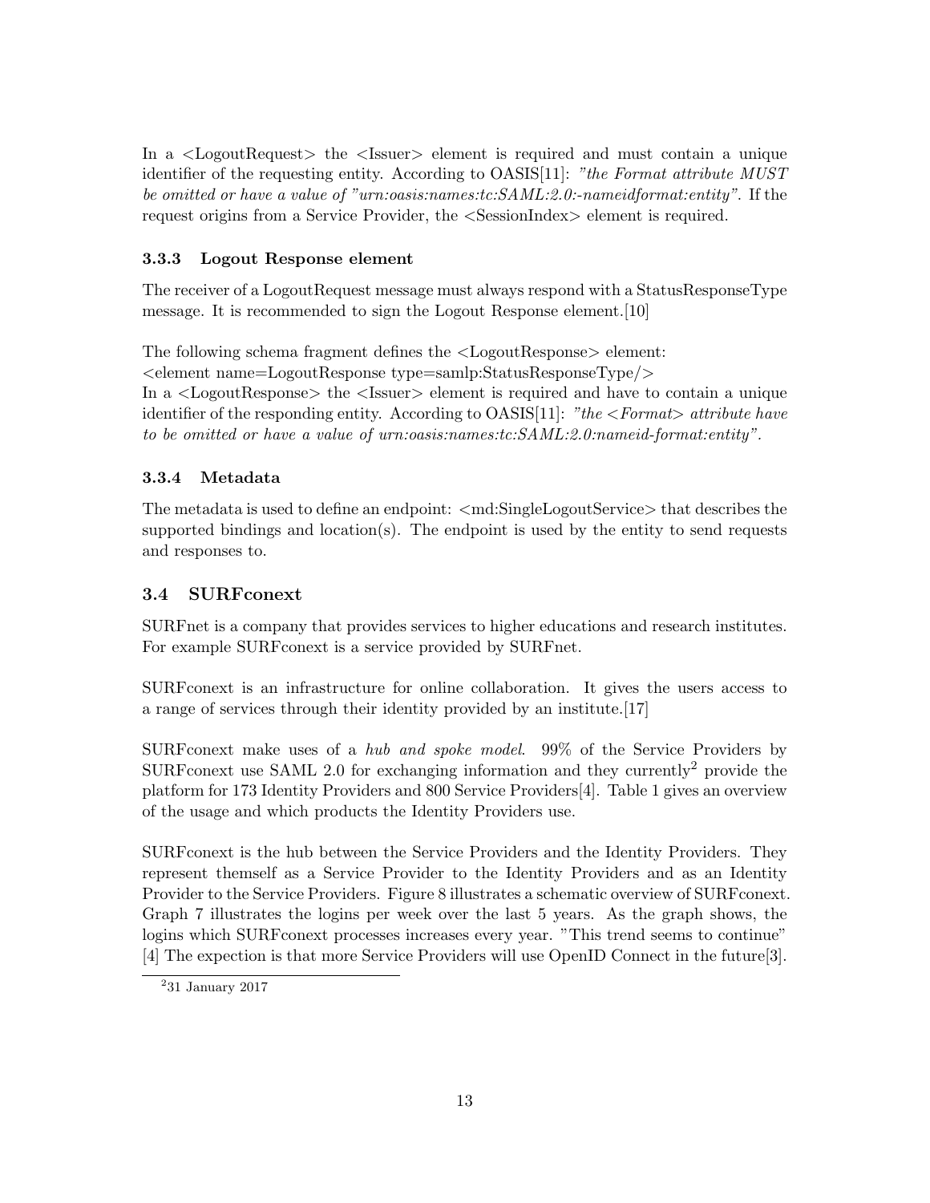In a <LogoutRequest> the <Issuer> element is required and must contain a unique identifier of the requesting entity. According to OASIS[11]: *"the Format attribute MUST be omitted or have a value of "urn:oasis:names:tc:SAML:2.0:-nameidformat:entity"*. If the request origins from a Service Provider, the <SessionIndex> element is required.

### 3.3.3 Logout Response element

The receiver of a LogoutRequest message must always respond with a StatusResponseType message. It is recommended to sign the Logout Response element.[10]

The following schema fragment defines the <LogoutResponse> element:
<element name=LogoutResponse type=samlp:StatusResponseType/>
In a <LogoutResponse> the <Issuer> element is required and have to contain a unique identifier of the responding entity. According to OASIS[11]: *"the <Format> attribute have to be omitted or have a value of urn:oasis:names:tc:SAML:2.0:nameid-format:entity"*.

### 3.3.4 Metadata

The metadata is used to define an endpoint: <md:SingleLogoutService> that describes the supported bindings and location(s). The endpoint is used by the entity to send requests and responses to.

## 3.4 SURFconext

SURFnet is a company that provides services to higher educations and research institutes. For example SURFconext is a service provided by SURFnet.

SURFconext is an infrastructure for online collaboration. It gives the users access to a range of services through their identity provided by an institute.[17]

SURFconext make uses of a *hub and spoke model*. 99% of the Service Providers by SURFconext use SAML 2.0 for exchanging information and they currently[2] provide the platform for 173 Identity Providers and 800 Service Providers[4]. Table 1 gives an overview of the usage and which products the Identity Providers use.

SURFconext is the hub between the Service Providers and the Identity Providers. They represent themself as a Service Provider to the Identity Providers and as an Identity Provider to the Service Providers. Figure 8 illustrates a schematic overview of SURFconext. Graph 7 illustrates the logins per week over the last 5 years. As the graph shows, the logins which SURFconext processes increases every year. "This trend seems to continue" [4] The expection is that more Service Providers will use OpenID Connect in the future[3].

[2] 31 January 2017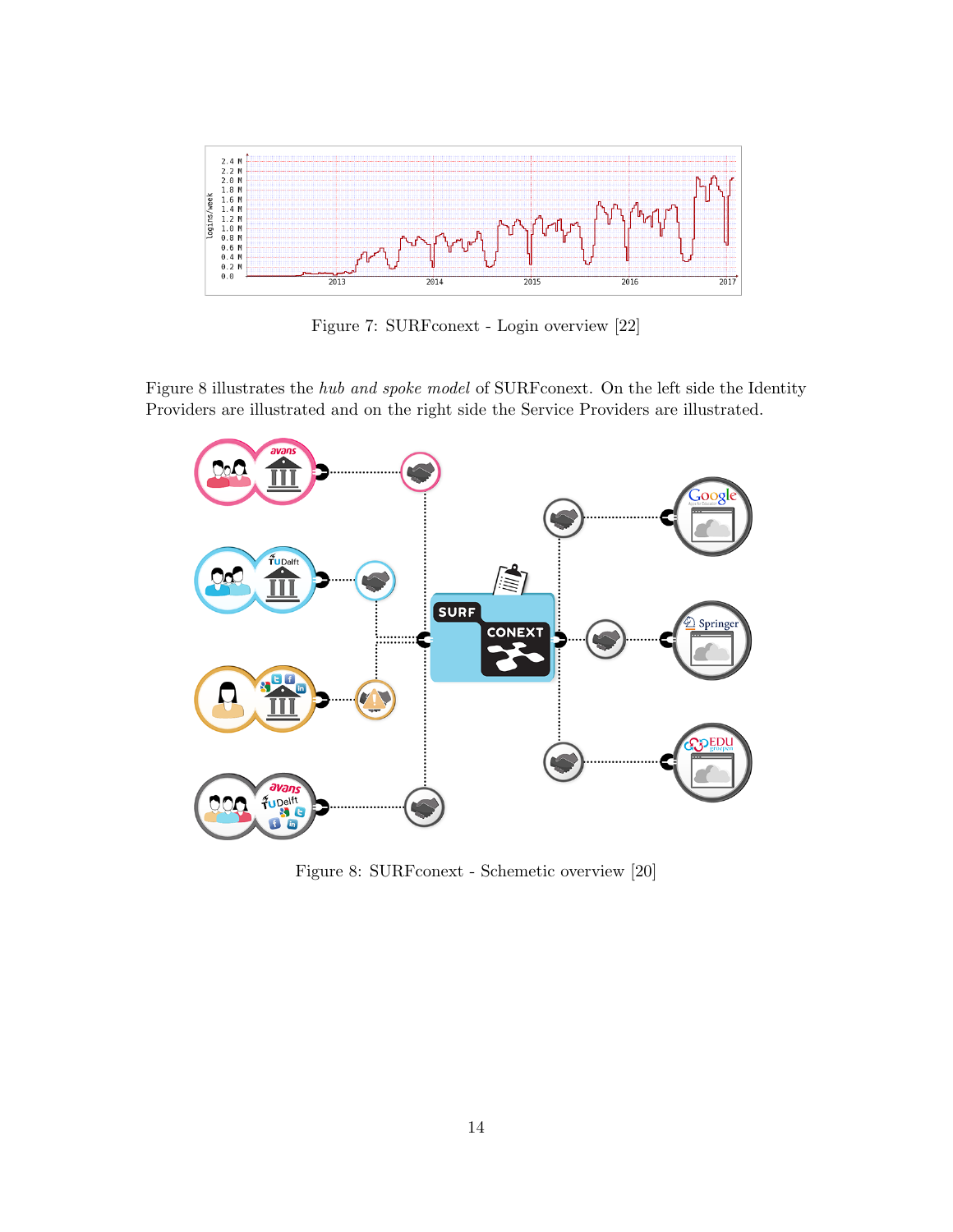Figure 7: SURFconext - Login overview [22]

Figure 8 illustrates the *hub and spoke model* of SURFconext. On the left side the Identity Providers are illustrated and on the right side the Service Providers are illustrated.

Figure 8: SURFconext - Schemetic overview [20]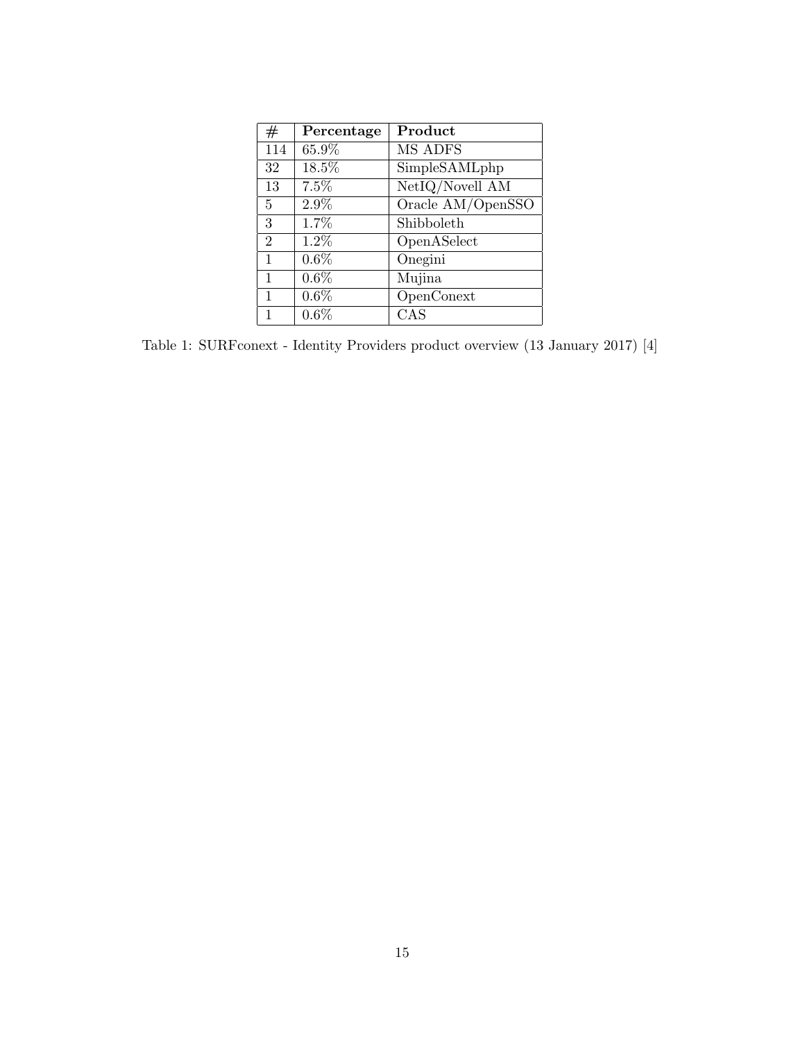| # | **Percentage** | **Product** |
|---|---|---|
| 114 | 65.9% | MS ADFS |
| 32 | 18.5% | SimpleSAMLphp |
| 13 | 7.5% | NetIQ/Novell AM |
| 5 | 2.9% | Oracle AM/OpenSSO |
| 3 | 1.7% | Shibboleth |
| 2 | 1.2% | OpenASelect |
| 1 | 0.6% | Onegini |
| 1 | 0.6% | Mujina |
| 1 | 0.6% | OpenConext |
| 1 | 0.6% | CAS |

Table 1: SURFconext - Identity Providers product overview (13 January 2017) [4]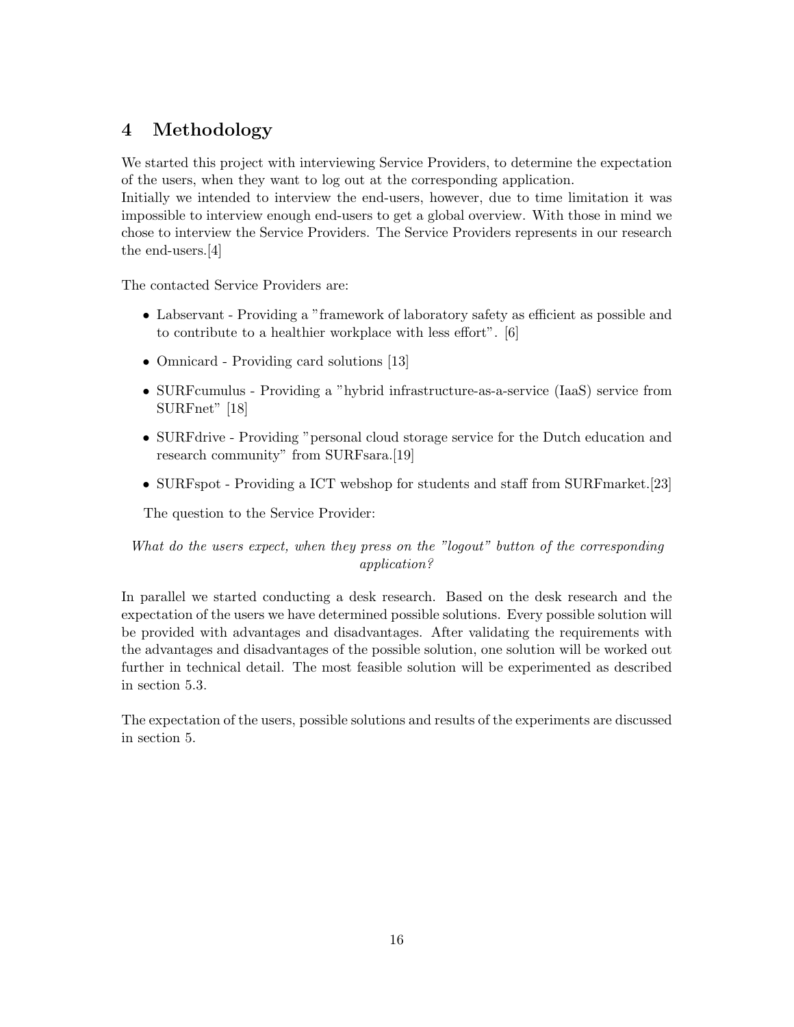# 4 Methodology

We started this project with interviewing Service Providers, to determine the expectation of the users, when they want to log out at the corresponding application.
Initially we intended to interview the end-users, however, due to time limitation it was impossible to interview enough end-users to get a global overview. With those in mind we chose to interview the Service Providers. The Service Providers represents in our research the end-users.[4]

The contacted Service Providers are:

- Labservant - Providing a "framework of laboratory safety as efficient as possible and to contribute to a healthier workplace with less effort". [6]
- Omnicard - Providing card solutions [13]
- SURFcumulus - Providing a "hybrid infrastructure-as-a-service (IaaS) service from SURFnet" [18]
- SURFdrive - Providing "personal cloud storage service for the Dutch education and research community" from SURFsara.[19]
- SURFspot - Providing a ICT webshop for students and staff from SURFmarket.[23]

The question to the Service Provider:

*What do the users expect, when they press on the "logout" button of the corresponding application?*

In parallel we started conducting a desk research. Based on the desk research and the expectation of the users we have determined possible solutions. Every possible solution will be provided with advantages and disadvantages. After validating the requirements with the advantages and disadvantages of the possible solution, one solution will be worked out further in technical detail. The most feasible solution will be experimented as described in section 5.3.

The expectation of the users, possible solutions and results of the experiments are discussed in section 5.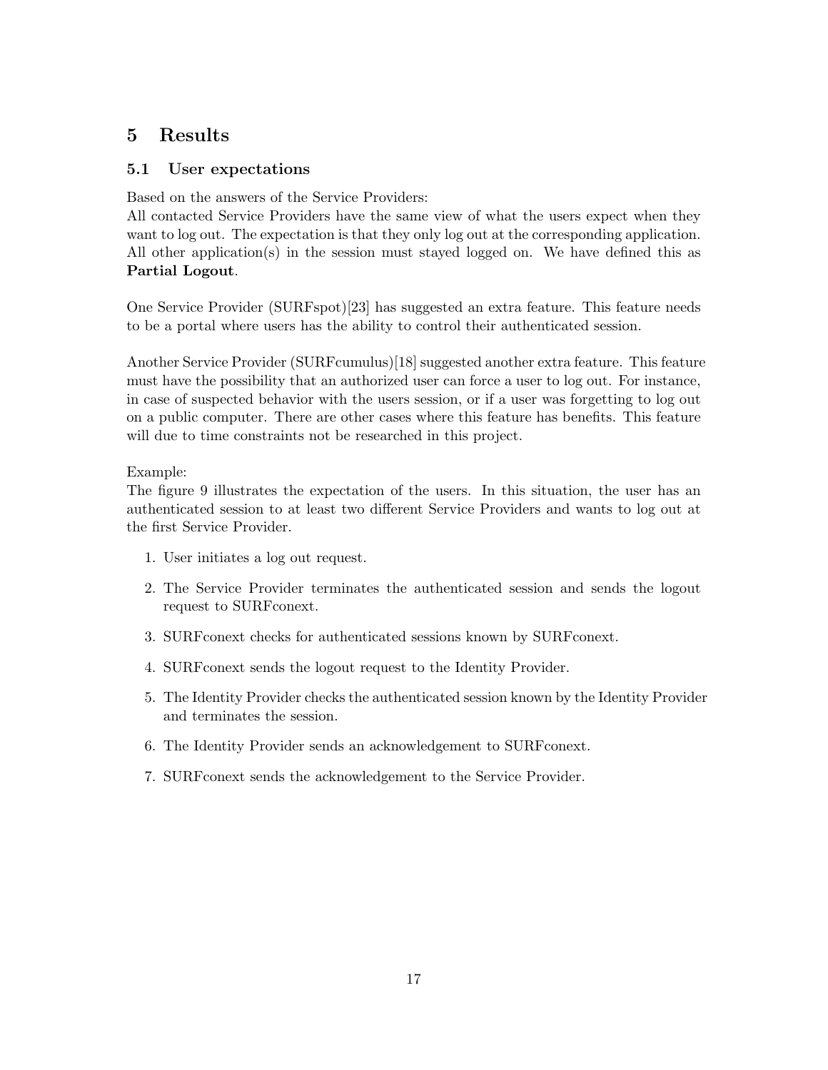# 5 Results

## 5.1 User expectations

Based on the answers of the Service Providers:
All contacted Service Providers have the same view of what the users expect when they want to log out. The expectation is that they only log out at the corresponding application. All other application(s) in the session must stayed logged on. We have defined this as **Partial Logout**.

One Service Provider (SURFspot)[23] has suggested an extra feature. This feature needs to be a portal where users has the ability to control their authenticated session.

Another Service Provider (SURFcumulus)[18] suggested another extra feature. This feature must have the possibility that an authorized user can force a user to log out. For instance, in case of suspected behavior with the users session, or if a user was forgetting to log out on a public computer. There are other cases where this feature has benefits. This feature will due to time constraints not be researched in this project.

Example:
The figure 9 illustrates the expectation of the users. In this situation, the user has an authenticated session to at least two different Service Providers and wants to log out at the first Service Provider.

1. User initiates a log out request.
2. The Service Provider terminates the authenticated session and sends the logout request to SURFconext.
3. SURFconext checks for authenticated sessions known by SURFconext.
4. SURFconext sends the logout request to the Identity Provider.
5. The Identity Provider checks the authenticated session known by the Identity Provider and terminates the session.
6. The Identity Provider sends an acknowledgement to SURFconext.
7. SURFconext sends the acknowledgement to the Service Provider.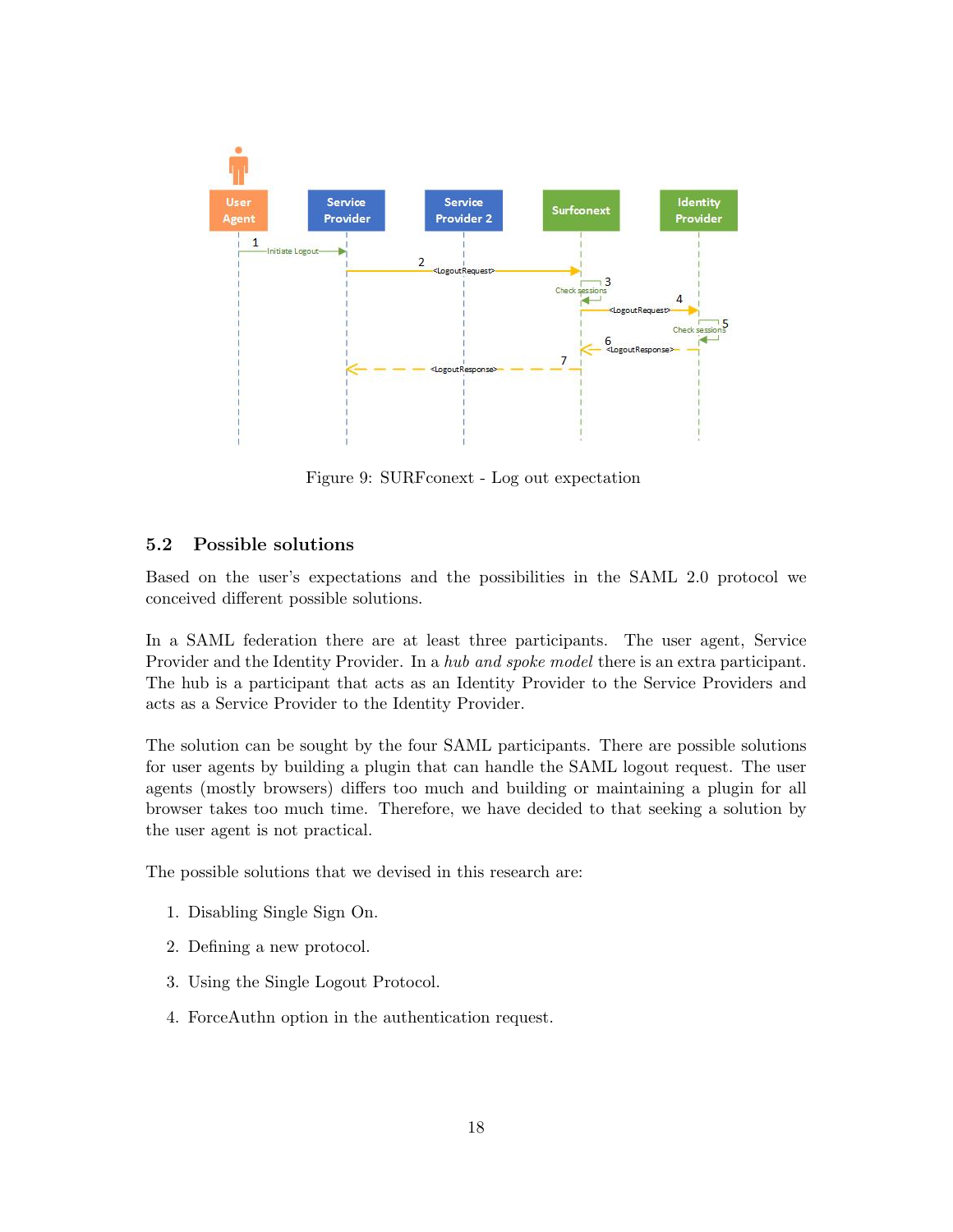Figure 9: SURFconext - Log out expectation

### 5.2 Possible solutions

Based on the user's expectations and the possibilities in the SAML 2.0 protocol we conceived different possible solutions.

In a SAML federation there are at least three participants. The user agent, Service Provider and the Identity Provider. In a *hub and spoke model* there is an extra participant. The hub is a participant that acts as an Identity Provider to the Service Providers and acts as a Service Provider to the Identity Provider.

The solution can be sought by the four SAML participants. There are possible solutions for user agents by building a plugin that can handle the SAML logout request. The user agents (mostly browsers) differs too much and building or maintaining a plugin for all browser takes too much time. Therefore, we have decided to that seeking a solution by the user agent is not practical.

The possible solutions that we devised in this research are:

1. Disabling Single Sign On.
2. Defining a new protocol.
3. Using the Single Logout Protocol.
4. ForceAuthn option in the authentication request.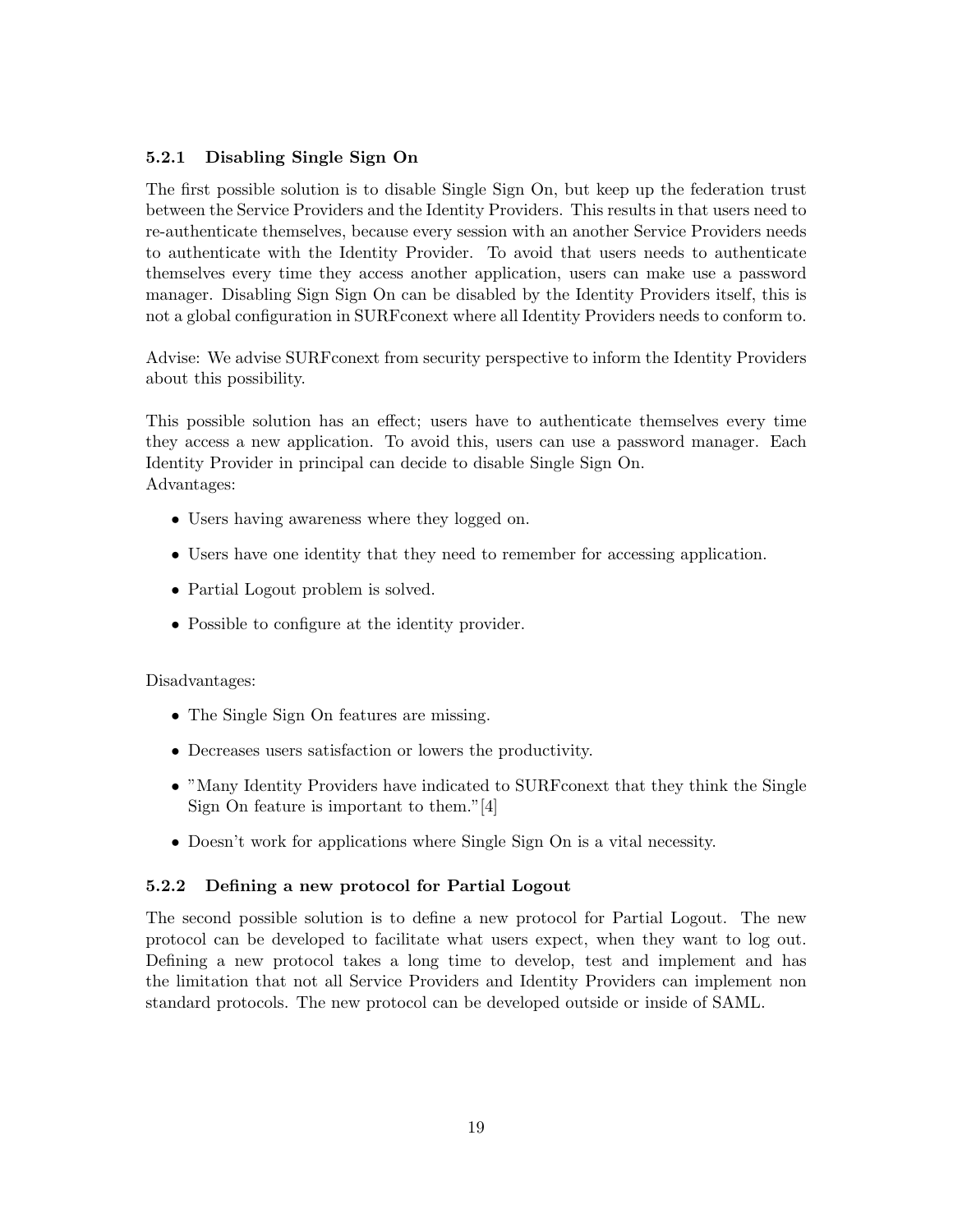### 5.2.1 Disabling Single Sign On

The first possible solution is to disable Single Sign On, but keep up the federation trust between the Service Providers and the Identity Providers. This results in that users need to re-authenticate themselves, because every session with an another Service Providers needs to authenticate with the Identity Provider. To avoid that users needs to authenticate themselves every time they access another application, users can make use a password manager. Disabling Sign Sign On can be disabled by the Identity Providers itself, this is not a global configuration in SURFconext where all Identity Providers needs to conform to.

Advise: We advise SURFconext from security perspective to inform the Identity Providers about this possibility.

This possible solution has an effect; users have to authenticate themselves every time they access a new application. To avoid this, users can use a password manager. Each Identity Provider in principal can decide to disable Single Sign On.
Advantages:

- Users having awareness where they logged on.
- Users have one identity that they need to remember for accessing application.
- Partial Logout problem is solved.
- Possible to configure at the identity provider.

Disadvantages:

- The Single Sign On features are missing.
- Decreases users satisfaction or lowers the productivity.
- "Many Identity Providers have indicated to SURFconext that they think the Single Sign On feature is important to them."[4]
- Doesn't work for applications where Single Sign On is a vital necessity.

### 5.2.2 Defining a new protocol for Partial Logout

The second possible solution is to define a new protocol for Partial Logout. The new protocol can be developed to facilitate what users expect, when they want to log out. Defining a new protocol takes a long time to develop, test and implement and has the limitation that not all Service Providers and Identity Providers can implement non standard protocols. The new protocol can be developed outside or inside of SAML.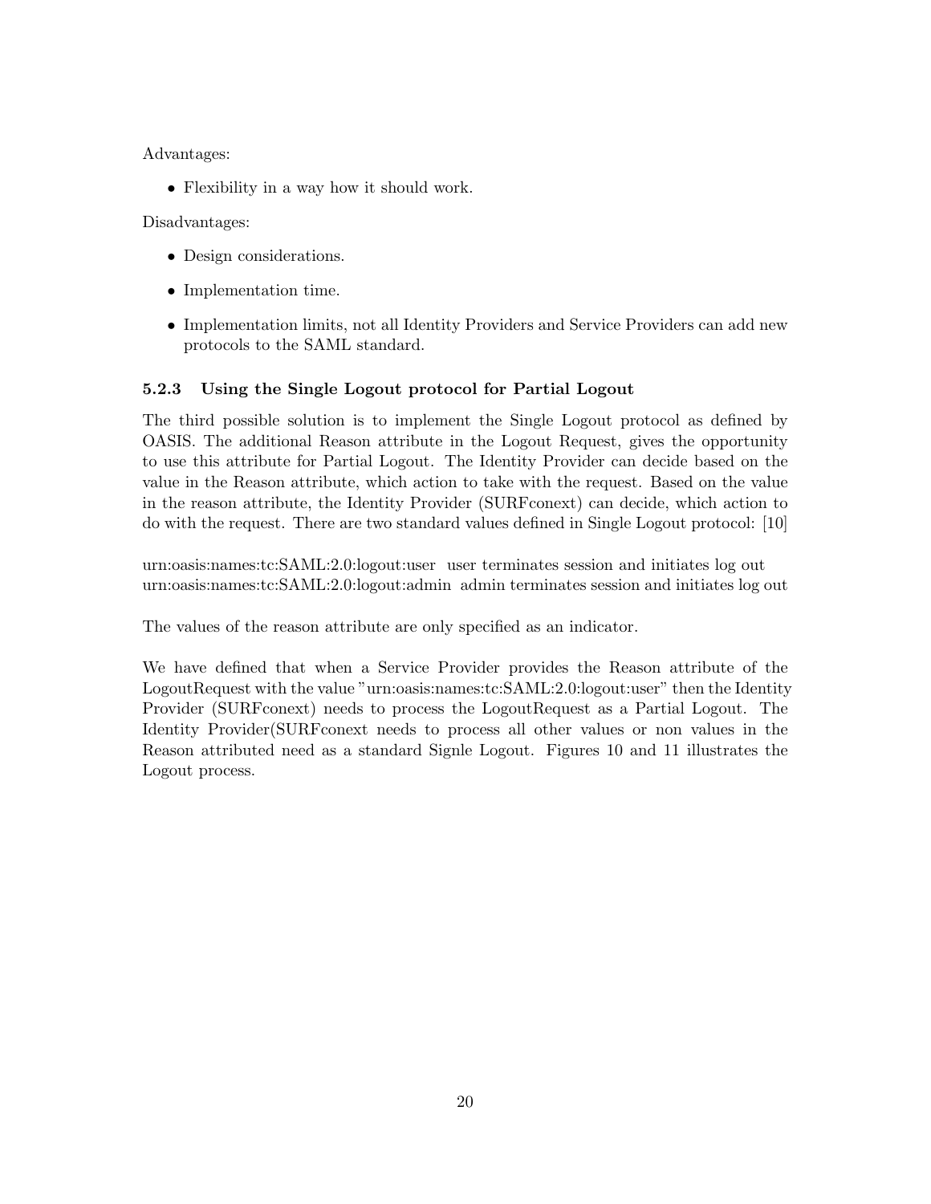Advantages:

- Flexibility in a way how it should work.

Disadvantages:

- Design considerations.
- Implementation time.
- Implementation limits, not all Identity Providers and Service Providers can add new protocols to the SAML standard.

### 5.2.3 Using the Single Logout protocol for Partial Logout

The third possible solution is to implement the Single Logout protocol as defined by OASIS. The additional Reason attribute in the Logout Request, gives the opportunity to use this attribute for Partial Logout. The Identity Provider can decide based on the value in the Reason attribute, which action to take with the request. Based on the value in the reason attribute, the Identity Provider (SURFconext) can decide, which action to do with the request. There are two standard values defined in Single Logout protocol: [10]

urn:oasis:names:tc:SAML:2.0:logout:user user terminates session and initiates log out
urn:oasis:names:tc:SAML:2.0:logout:admin admin terminates session and initiates log out

The values of the reason attribute are only specified as an indicator.

We have defined that when a Service Provider provides the Reason attribute of the LogoutRequest with the value "urn:oasis:names:tc:SAML:2.0:logout:user" then the Identity Provider (SURFconext) needs to process the LogoutRequest as a Partial Logout. The Identity Provider(SURFconext needs to process all other values or non values in the Reason attributed need as a standard Signle Logout. Figures 10 and 11 illustrates the Logout process.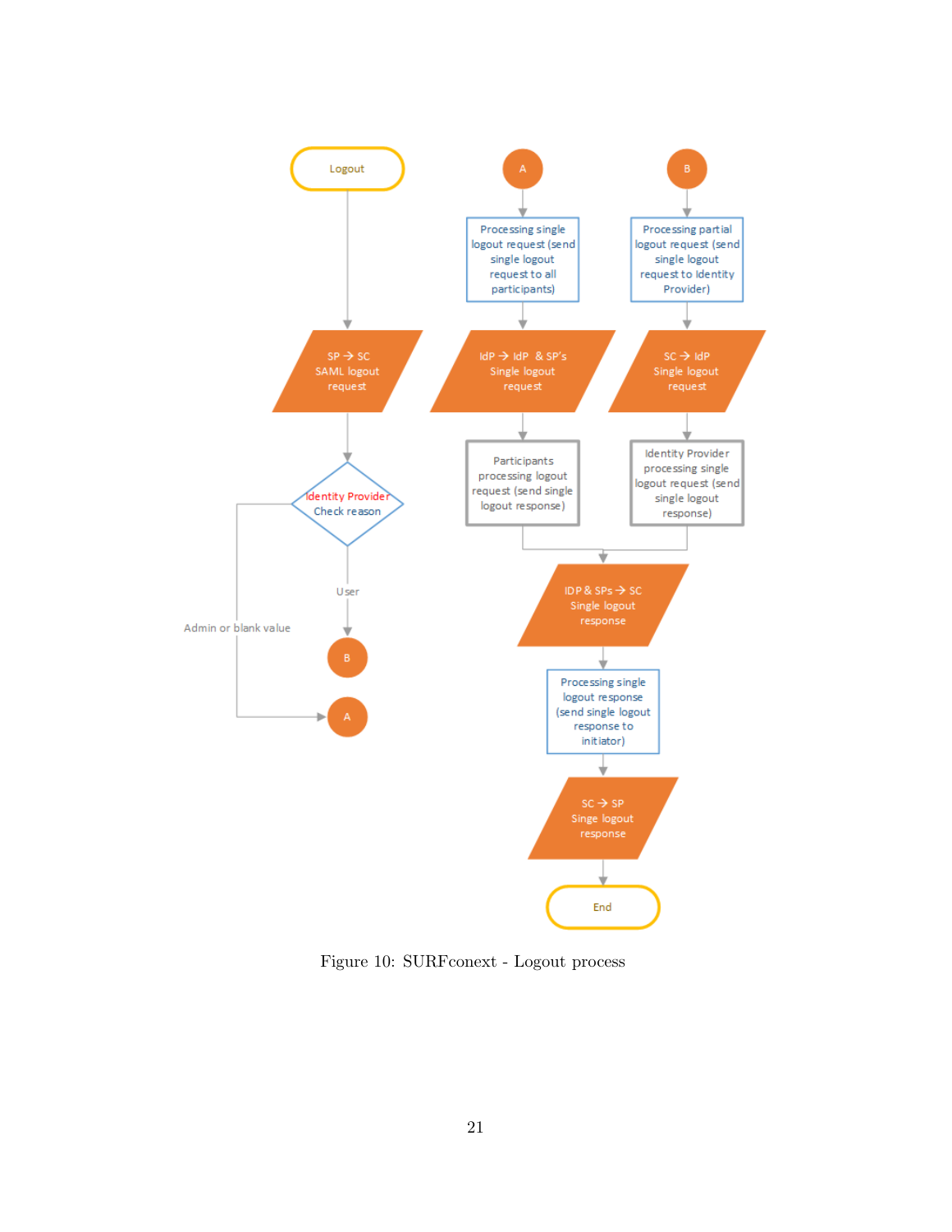Figure 10: SURFconext - Logout process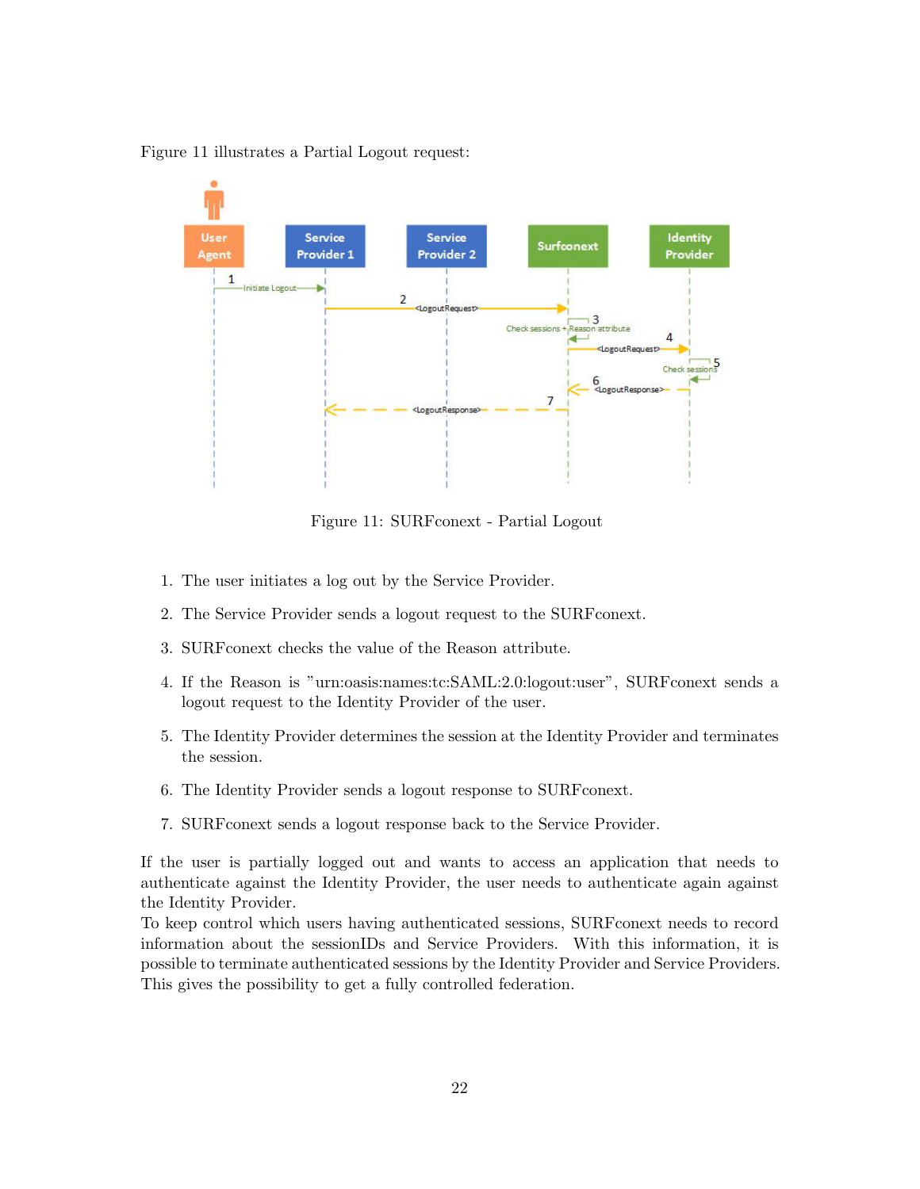Figure 11 illustrates a Partial Logout request:

Figure 11: SURFconext - Partial Logout

1. The user initiates a log out by the Service Provider.
2. The Service Provider sends a logout request to the SURFconext.
3. SURFconext checks the value of the Reason attribute.
4. If the Reason is "urn:oasis:names:tc:SAML:2.0:logout:user", SURFconext sends a logout request to the Identity Provider of the user.
5. The Identity Provider determines the session at the Identity Provider and terminates the session.
6. The Identity Provider sends a logout response to SURFconext.
7. SURFconext sends a logout response back to the Service Provider.

If the user is partially logged out and wants to access an application that needs to authenticate against the Identity Provider, the user needs to authenticate again against the Identity Provider.
To keep control which users having authenticated sessions, SURFconext needs to record information about the sessionIDs and Service Providers. With this information, it is possible to terminate authenticated sessions by the Identity Provider and Service Providers. This gives the possibility to get a fully controlled federation.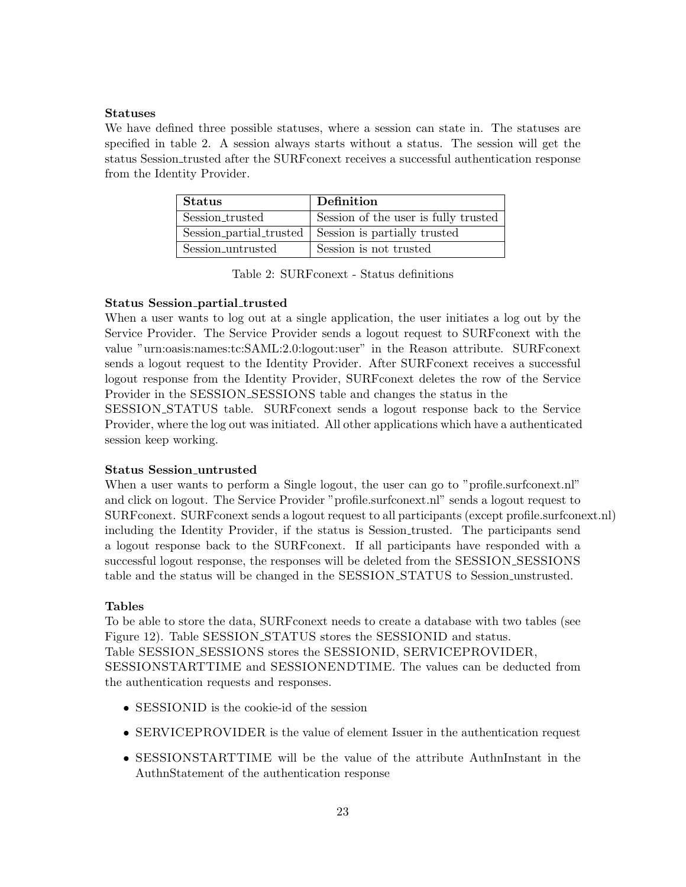**Statuses**

We have defined three possible statuses, where a session can state in. The statuses are specified in table 2. A session always starts without a status. The session will get the status Session_trusted after the SURFconext receives a successful authentication response from the Identity Provider.

| Status | Definition |
|---|---|
| Session_trusted | Session of the user is fully trusted |
| Session_partial_trusted | Session is partially trusted |
| Session_untrusted | Session is not trusted |

Table 2: SURFconext - Status definitions

**Status Session_partial_trusted**

When a user wants to log out at a single application, the user initiates a log out by the Service Provider. The Service Provider sends a logout request to SURFconext with the value "urn:oasis:names:tc:SAML:2.0:logout:user" in the Reason attribute. SURFconext sends a logout request to the Identity Provider. After SURFconext receives a successful logout response from the Identity Provider, SURFconext deletes the row of the Service Provider in the SESSION_SESSIONS table and changes the status in the SESSION_STATUS table. SURFconext sends a logout response back to the Service Provider, where the log out was initiated. All other applications which have a authenticated session keep working.

**Status Session_untrusted**

When a user wants to perform a Single logout, the user can go to "profile.surfconext.nl" and click on logout. The Service Provider "profile.surfconext.nl" sends a logout request to SURFconext. SURFconext sends a logout request to all participants (except profile.surfconext.nl) including the Identity Provider, if the status is Session_trusted. The participants send a logout response back to the SURFconext. If all participants have responded with a successful logout response, the responses will be deleted from the SESSION_SESSIONS table and the status will be changed in the SESSION_STATUS to Session_unstrusted.

**Tables**

To be able to store the data, SURFconext needs to create a database with two tables (see Figure 12). Table SESSION_STATUS stores the SESSIONID and status.
Table SESSION_SESSIONS stores the SESSIONID, SERVICEPROVIDER, SESSIONSTARTTIME and SESSIONENDTIME. The values can be deducted from the authentication requests and responses.

- SESSIONID is the cookie-id of the session
- SERVICEPROVIDER is the value of element Issuer in the authentication request
- SESSIONSTARTTIME will be the value of the attribute AuthnInstant in the AuthnStatement of the authentication response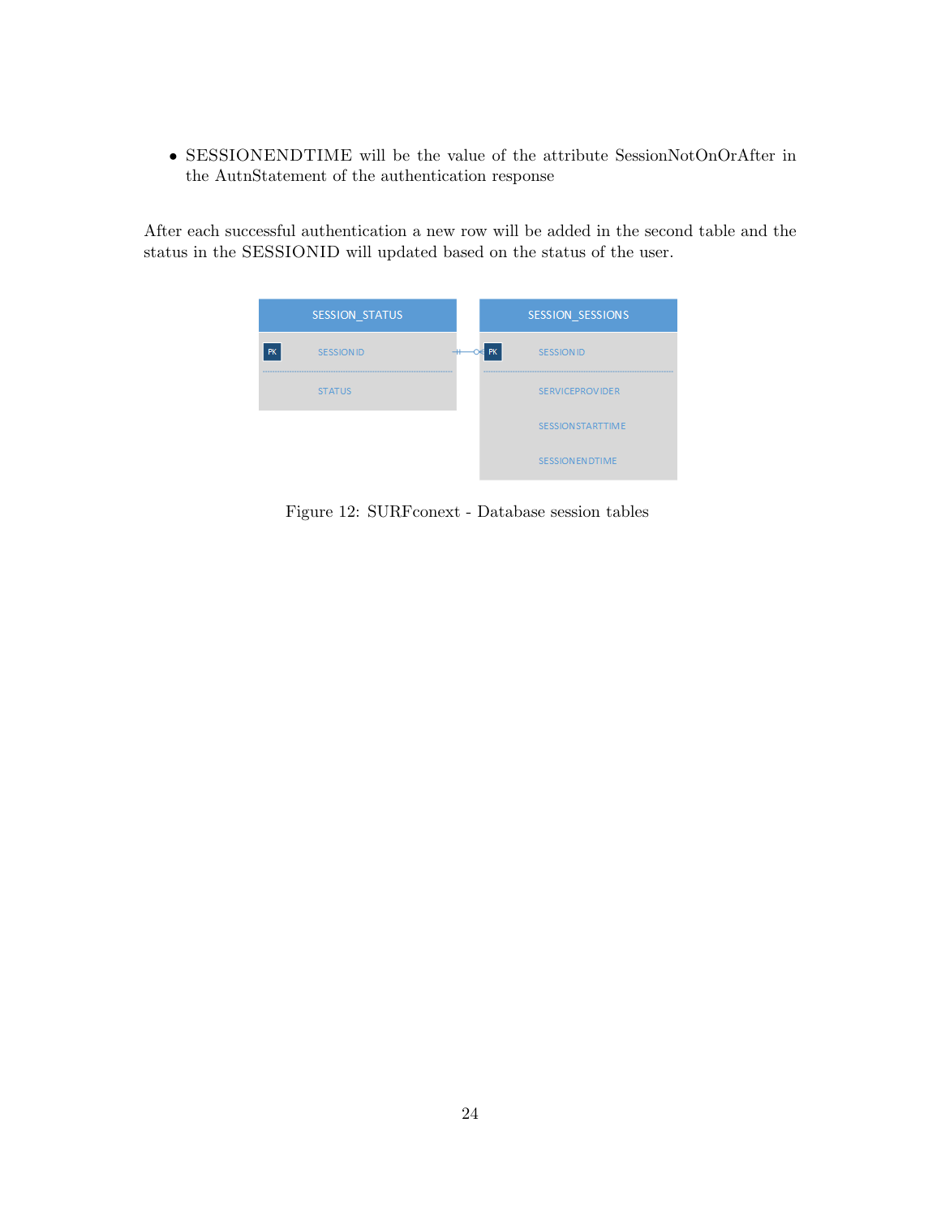- SESSIONENDTIME will be the value of the attribute SessionNotOnOrAfter in the AutnStatement of the authentication response

After each successful authentication a new row will be added in the second table and the status in the SESSIONID will updated based on the status of the user.

| SESSION_STATUS | |
|---|---|
| PK | SESSION ID |
| | STATUS |

| SESSION_SESSIONS | |
|---|---|
| PK | SESSION ID |
| | SERVICEPROVIDER |
| | SESSIONSTARTTIME |
| | SESSIONENDTIME |

Figure 12: SURFconext - Database session tables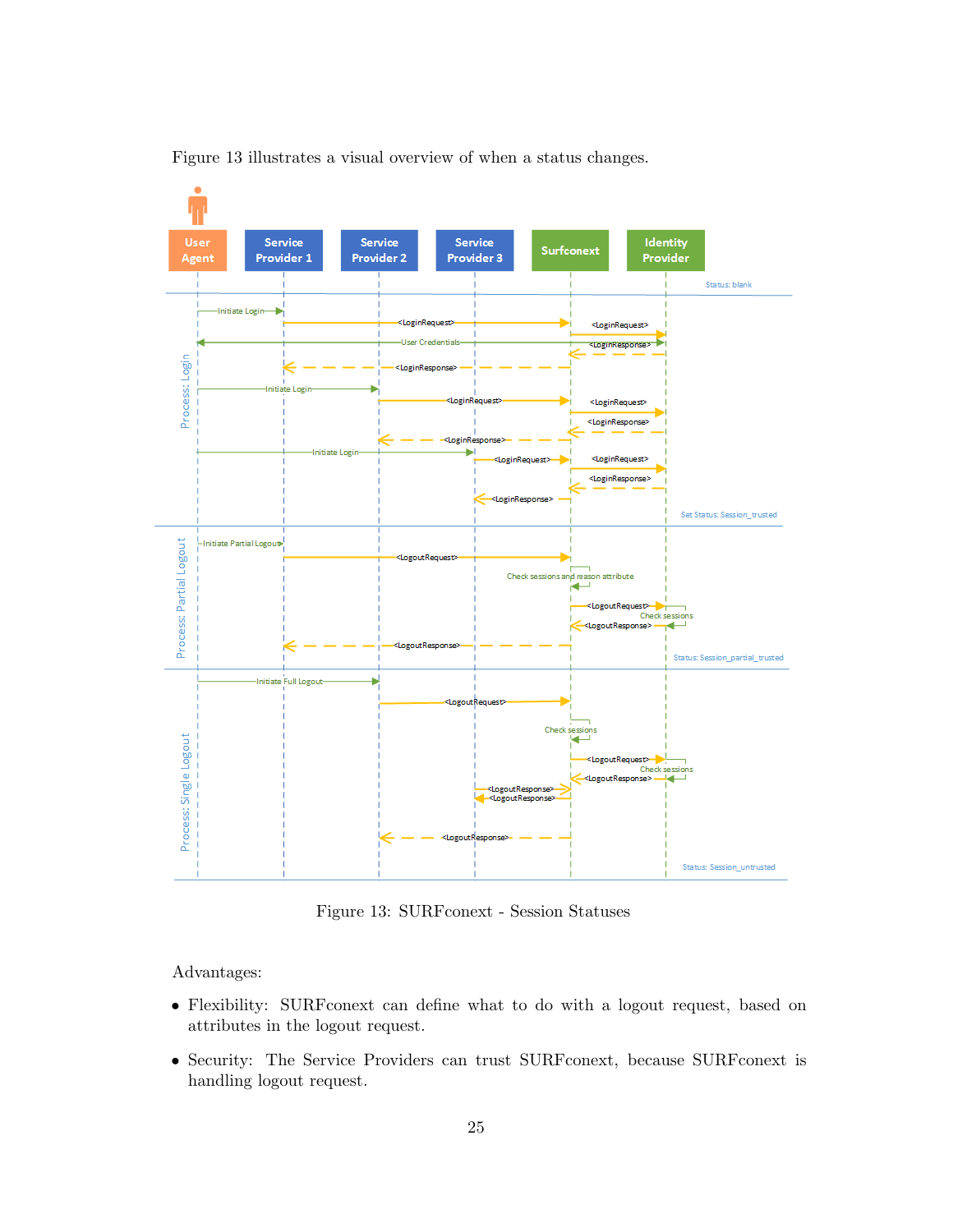Figure 13 illustrates a visual overview of when a status changes.

Figure 13: SURFconext - Session Statuses

Advantages:

- Flexibility: SURFconext can define what to do with a logout request, based on attributes in the logout request.
- Security: The Service Providers can trust SURFconext, because SURFconext is handling logout request.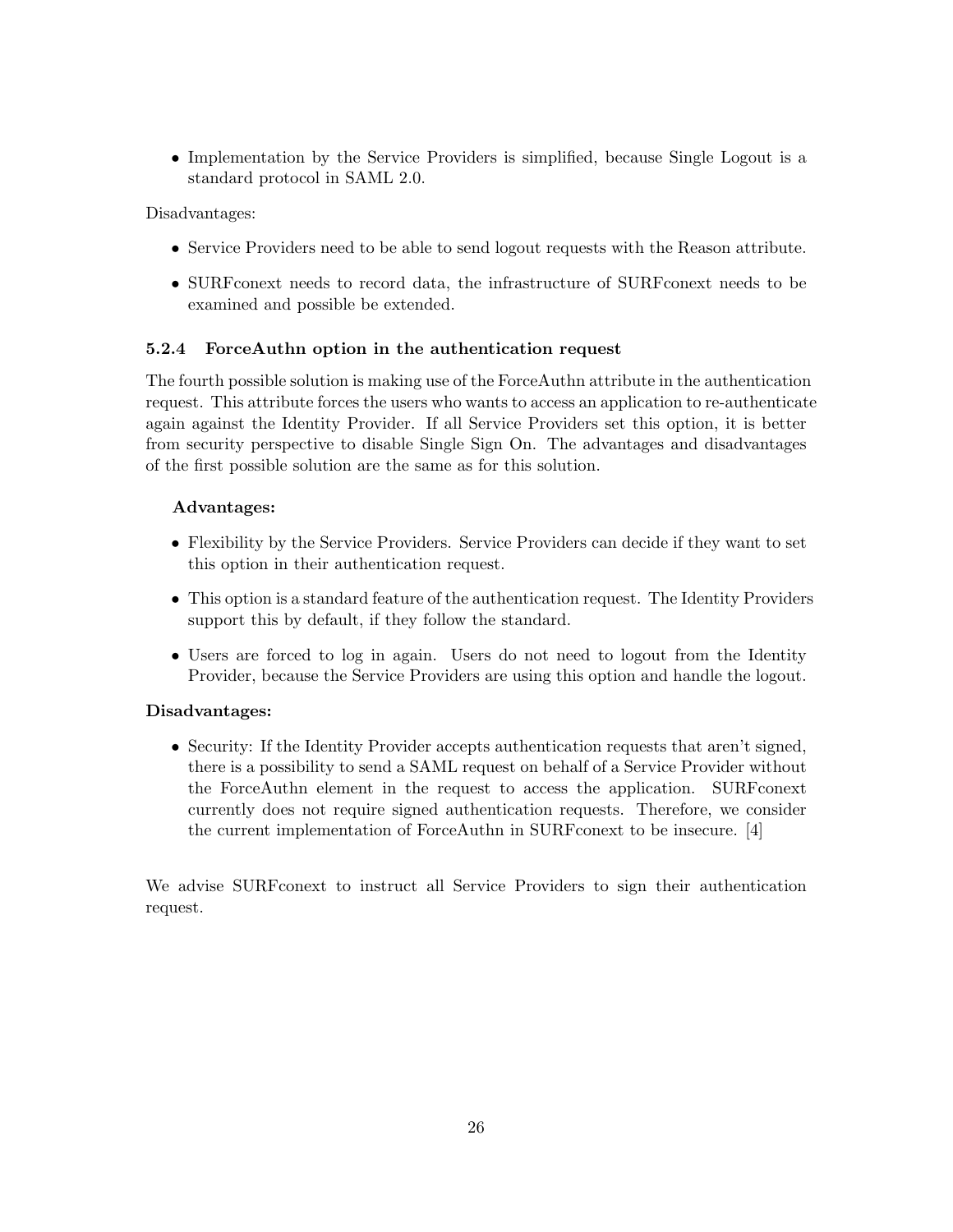- Implementation by the Service Providers is simplified, because Single Logout is a standard protocol in SAML 2.0.

Disadvantages:

- Service Providers need to be able to send logout requests with the Reason attribute.
- SURFconext needs to record data, the infrastructure of SURFconext needs to be examined and possible be extended.

#### 5.2.4 ForceAuthn option in the authentication request

The fourth possible solution is making use of the ForceAuthn attribute in the authentication request. This attribute forces the users who wants to access an application to re-authenticate again against the Identity Provider. If all Service Providers set this option, it is better from security perspective to disable Single Sign On. The advantages and disadvantages of the first possible solution are the same as for this solution.

**Advantages:**

- Flexibility by the Service Providers. Service Providers can decide if they want to set this option in their authentication request.
- This option is a standard feature of the authentication request. The Identity Providers support this by default, if they follow the standard.
- Users are forced to log in again. Users do not need to logout from the Identity Provider, because the Service Providers are using this option and handle the logout.

**Disadvantages:**

- Security: If the Identity Provider accepts authentication requests that aren't signed, there is a possibility to send a SAML request on behalf of a Service Provider without the ForceAuthn element in the request to access the application. SURFconext currently does not require signed authentication requests. Therefore, we consider the current implementation of ForceAuthn in SURFconext to be insecure. [4]

We advise SURFconext to instruct all Service Providers to sign their authentication request.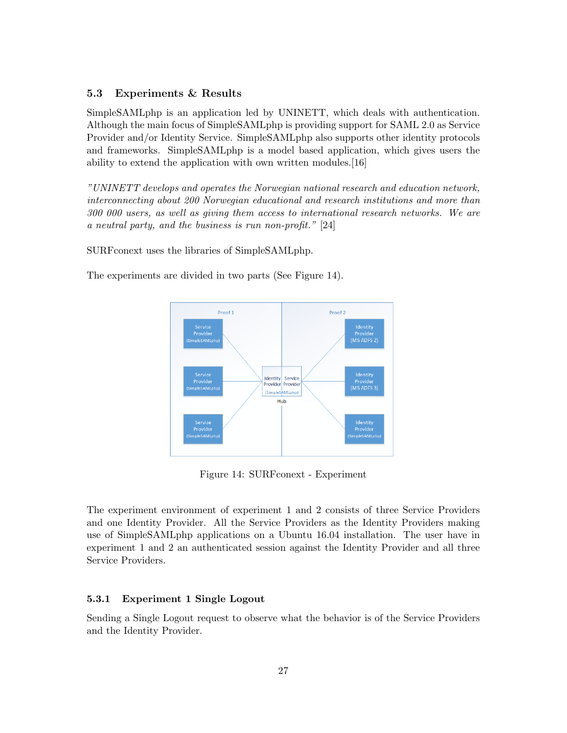## 5.3 Experiments & Results

SimpleSAMLphp is an application led by UNINETT, which deals with authentication. Although the main focus of SimpleSAMLphp is providing support for SAML 2.0 as Service Provider and/or Identity Service. SimpleSAMLphp also supports other identity protocols and frameworks. SimpleSAMLphp is a model based application, which gives users the ability to extend the application with own written modules.[16]

*"UNINETT develops and operates the Norwegian national research and education network, interconnecting about 200 Norwegian educational and research institutions and more than 300 000 users, as well as giving them access to international research networks. We are a neutral party, and the business is run non-profit."* [24]

SURFconext uses the libraries of SimpleSAMLphp.

The experiments are divided in two parts (See Figure 14).

Figure 14: SURFconext - Experiment

The experiment environment of experiment 1 and 2 consists of three Service Providers and one Identity Provider. All the Service Providers as the Identity Providers making use of SimpleSAMLphp applications on a Ubuntu 16.04 installation. The user have in experiment 1 and 2 an authenticated session against the Identity Provider and all three Service Providers.

### 5.3.1 Experiment 1 Single Logout

Sending a Single Logout request to observe what the behavior is of the Service Providers and the Identity Provider.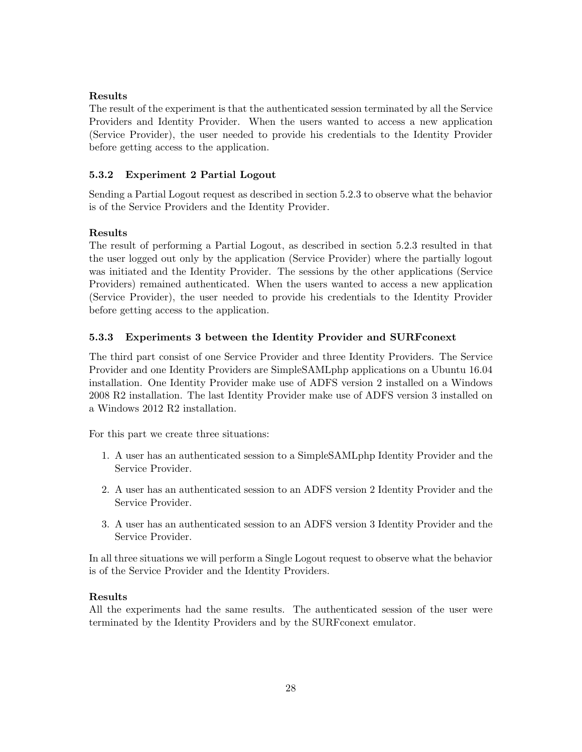**Results**
The result of the experiment is that the authenticated session terminated by all the Service Providers and Identity Provider. When the users wanted to access a new application (Service Provider), the user needed to provide his credentials to the Identity Provider before getting access to the application.

### 5.3.2 Experiment 2 Partial Logout

Sending a Partial Logout request as described in section 5.2.3 to observe what the behavior is of the Service Providers and the Identity Provider.

**Results**
The result of performing a Partial Logout, as described in section 5.2.3 resulted in that the user logged out only by the application (Service Provider) where the partially logout was initiated and the Identity Provider. The sessions by the other applications (Service Providers) remained authenticated. When the users wanted to access a new application (Service Provider), the user needed to provide his credentials to the Identity Provider before getting access to the application.

### 5.3.3 Experiments 3 between the Identity Provider and SURFconext

The third part consist of one Service Provider and three Identity Providers. The Service Provider and one Identity Providers are SimpleSAMLphp applications on a Ubuntu 16.04 installation. One Identity Provider make use of ADFS version 2 installed on a Windows 2008 R2 installation. The last Identity Provider make use of ADFS version 3 installed on a Windows 2012 R2 installation.

For this part we create three situations:

1. A user has an authenticated session to a SimpleSAMLphp Identity Provider and the Service Provider.
2. A user has an authenticated session to an ADFS version 2 Identity Provider and the Service Provider.
3. A user has an authenticated session to an ADFS version 3 Identity Provider and the Service Provider.

In all three situations we will perform a Single Logout request to observe what the behavior is of the Service Provider and the Identity Providers.

**Results**
All the experiments had the same results. The authenticated session of the user were terminated by the Identity Providers and by the SURFconext emulator.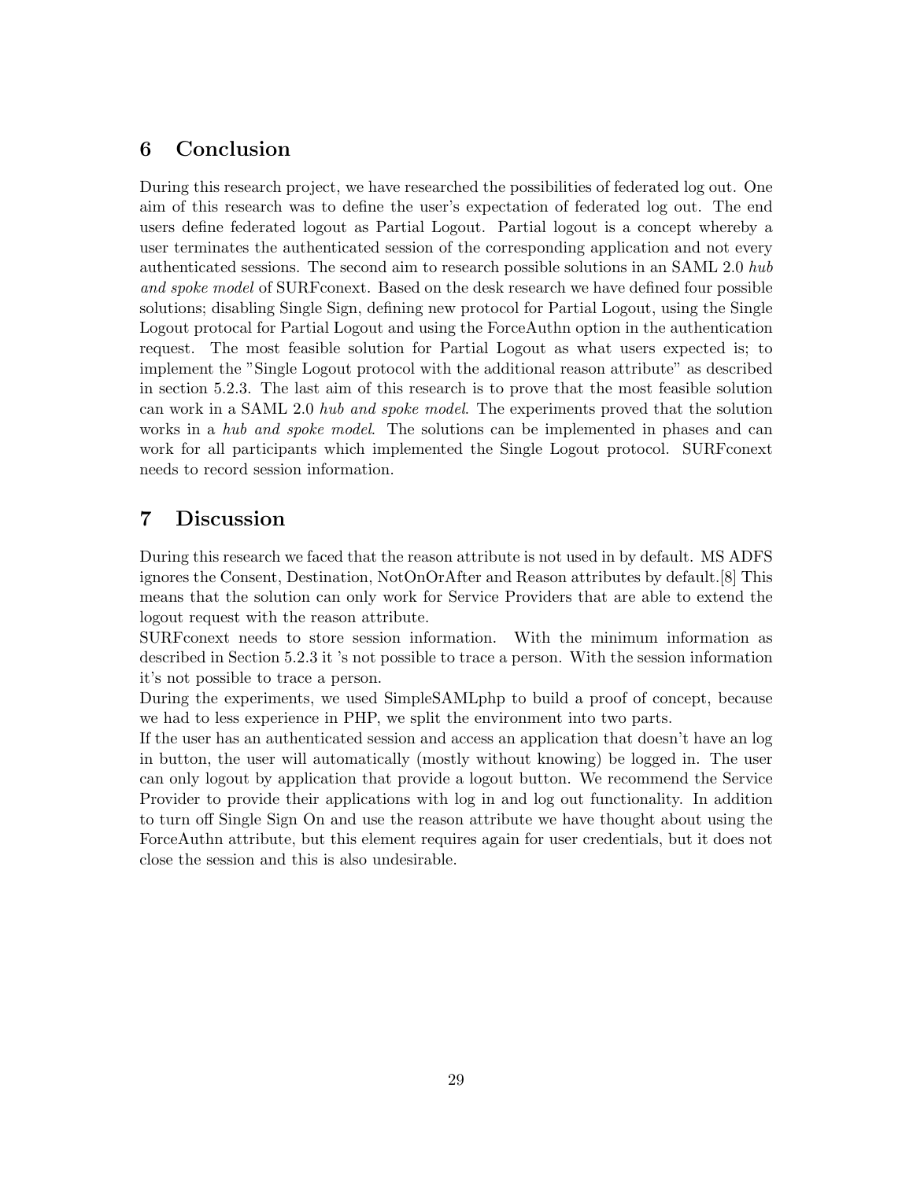## 6 Conclusion

During this research project, we have researched the possibilities of federated log out. One aim of this research was to define the user's expectation of federated log out. The end users define federated logout as Partial Logout. Partial logout is a concept whereby a user terminates the authenticated session of the corresponding application and not every authenticated sessions. The second aim to research possible solutions in an SAML 2.0 *hub and spoke model* of SURFconext. Based on the desk research we have defined four possible solutions; disabling Single Sign, defining new protocol for Partial Logout, using the Single Logout protocal for Partial Logout and using the ForceAuthn option in the authentication request. The most feasible solution for Partial Logout as what users expected is; to implement the "Single Logout protocol with the additional reason attribute" as described in section 5.2.3. The last aim of this research is to prove that the most feasible solution can work in a SAML 2.0 *hub and spoke model*. The experiments proved that the solution works in a *hub and spoke model*. The solutions can be implemented in phases and can work for all participants which implemented the Single Logout protocol. SURFconext needs to record session information.

## 7 Discussion

During this research we faced that the reason attribute is not used in by default. MS ADFS ignores the Consent, Destination, NotOnOrAfter and Reason attributes by default.[8] This means that the solution can only work for Service Providers that are able to extend the logout request with the reason attribute.

SURFconext needs to store session information. With the minimum information as described in Section 5.2.3 it 's not possible to trace a person. With the session information it's not possible to trace a person.

During the experiments, we used SimpleSAMLphp to build a proof of concept, because we had to less experience in PHP, we split the environment into two parts.

If the user has an authenticated session and access an application that doesn't have an log in button, the user will automatically (mostly without knowing) be logged in. The user can only logout by application that provide a logout button. We recommend the Service Provider to provide their applications with log in and log out functionality. In addition to turn off Single Sign On and use the reason attribute we have thought about using the ForceAuthn attribute, but this element requires again for user credentials, but it does not close the session and this is also undesirable.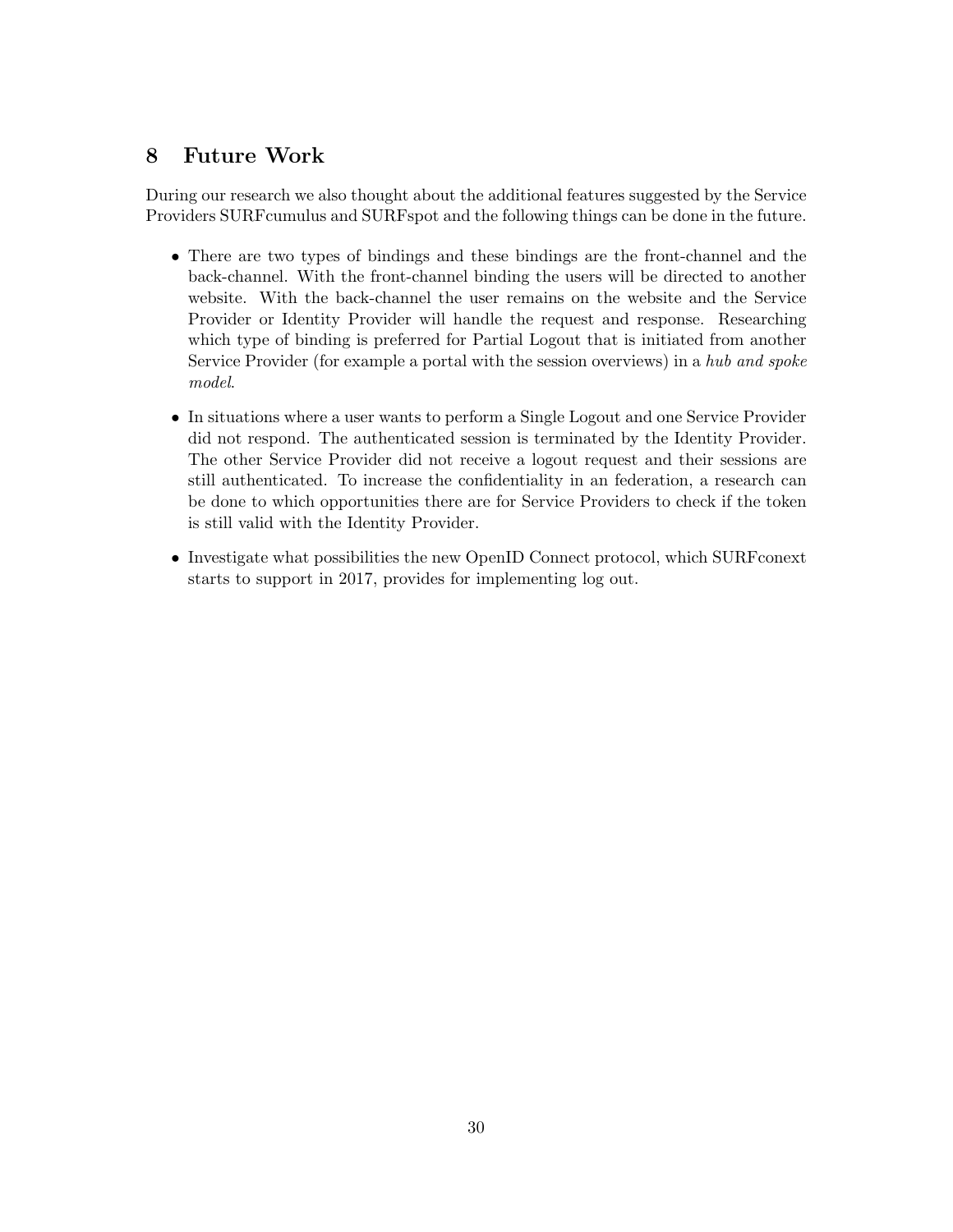# 8 Future Work

During our research we also thought about the additional features suggested by the Service Providers SURFcumulus and SURFspot and the following things can be done in the future.

- There are two types of bindings and these bindings are the front-channel and the back-channel. With the front-channel binding the users will be directed to another website. With the back-channel the user remains on the website and the Service Provider or Identity Provider will handle the request and response. Researching which type of binding is preferred for Partial Logout that is initiated from another Service Provider (for example a portal with the session overviews) in a *hub and spoke model*.
- In situations where a user wants to perform a Single Logout and one Service Provider did not respond. The authenticated session is terminated by the Identity Provider. The other Service Provider did not receive a logout request and their sessions are still authenticated. To increase the confidentiality in an federation, a research can be done to which opportunities there are for Service Providers to check if the token is still valid with the Identity Provider.
- Investigate what possibilities the new OpenID Connect protocol, which SURFconext starts to support in 2017, provides for implementing log out.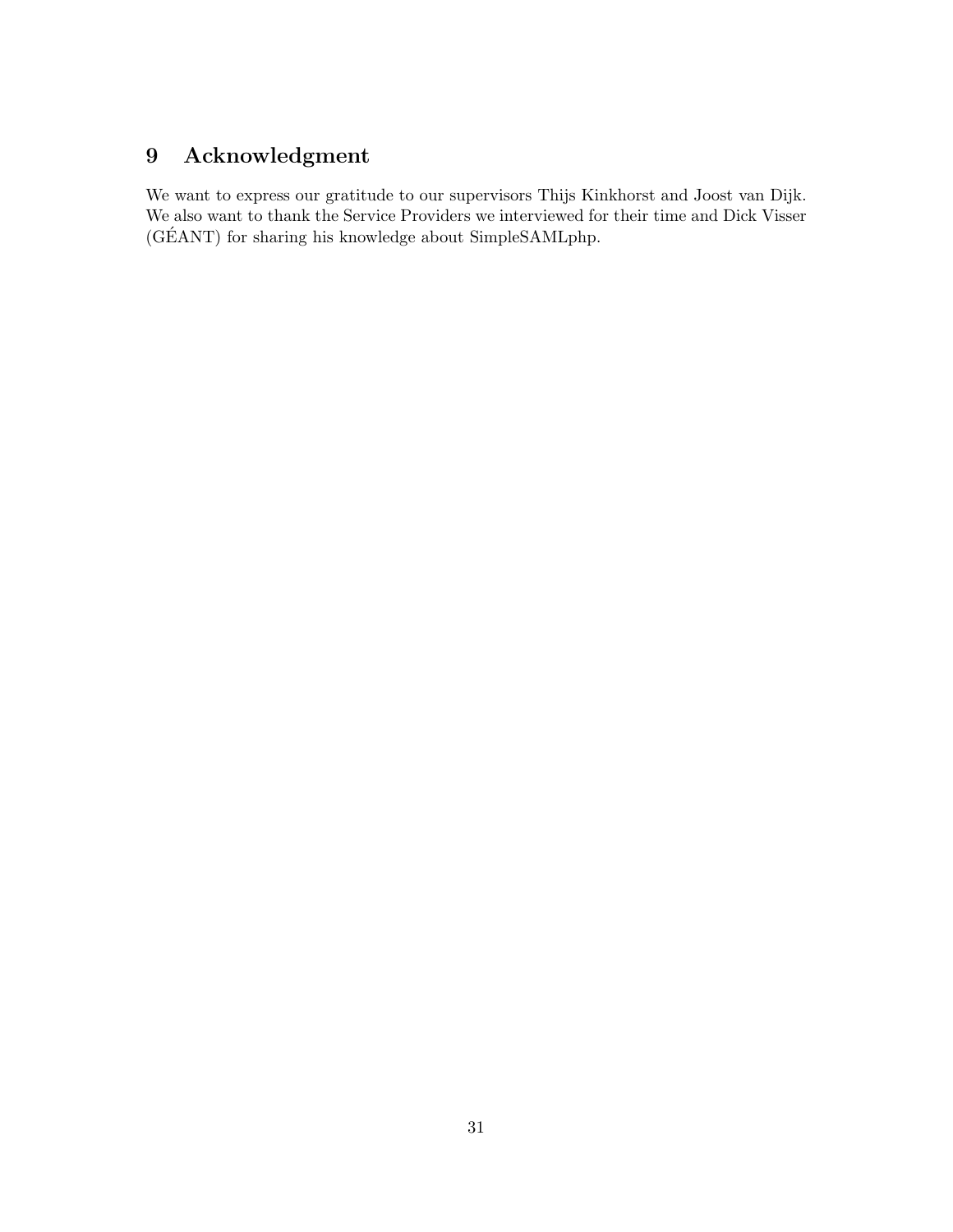# 9 Acknowledgment

We want to express our gratitude to our supervisors Thijs Kinkhorst and Joost van Dijk. We also want to thank the Service Providers we interviewed for their time and Dick Visser (GÉANT) for sharing his knowledge about SimpleSAMLphp.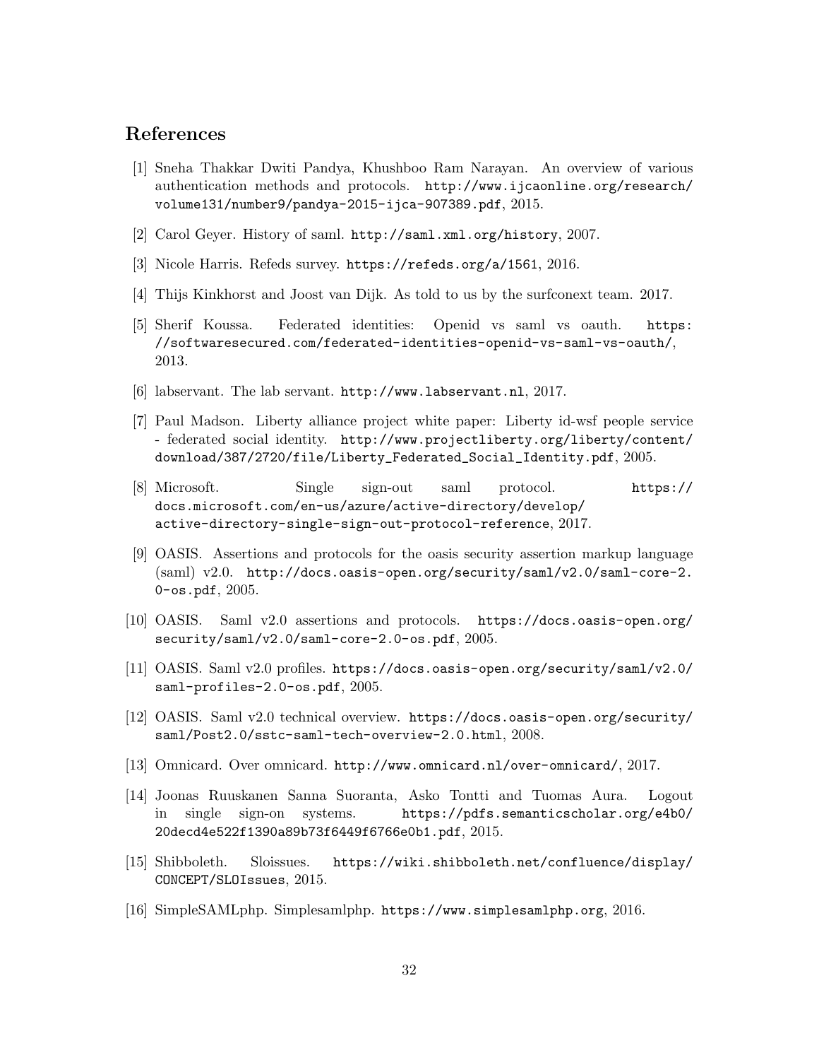## References

[1] Sneha Thakkar Dwiti Pandya, Khushboo Ram Narayan. An overview of various authentication methods and protocols. http://www.ijcaonline.org/research/volume131/number9/pandya-2015-ijca-907389.pdf, 2015.

[2] Carol Geyer. History of saml. http://saml.xml.org/history, 2007.

[3] Nicole Harris. Refeds survey. https://refeds.org/a/1561, 2016.

[4] Thijs Kinkhorst and Joost van Dijk. As told to us by the surfconext team. 2017.

[5] Sherif Koussa. Federated identities: Openid vs saml vs oauth. https://softwaresecured.com/federated-identities-openid-vs-saml-vs-oauth/, 2013.

[6] labservant. The lab servant. http://www.labservant.nl, 2017.

[7] Paul Madson. Liberty alliance project white paper: Liberty id-wsf people service - federated social identity. http://www.projectliberty.org/liberty/content/download/387/2720/file/Liberty_Federated_Social_Identity.pdf, 2005.

[8] Microsoft. Single sign-out saml protocol. https://docs.microsoft.com/en-us/azure/active-directory/develop/active-directory-single-sign-out-protocol-reference, 2017.

[9] OASIS. Assertions and protocols for the oasis security assertion markup language (saml) v2.0. http://docs.oasis-open.org/security/saml/v2.0/saml-core-2.0-os.pdf, 2005.

[10] OASIS. Saml v2.0 assertions and protocols. https://docs.oasis-open.org/security/saml/v2.0/saml-core-2.0-os.pdf, 2005.

[11] OASIS. Saml v2.0 profiles. https://docs.oasis-open.org/security/saml/v2.0/saml-profiles-2.0-os.pdf, 2005.

[12] OASIS. Saml v2.0 technical overview. https://docs.oasis-open.org/security/saml/Post2.0/sstc-saml-tech-overview-2.0.html, 2008.

[13] Omnicard. Over omnicard. http://www.omnicard.nl/over-omnicard/, 2017.

[14] Joonas Ruuskanen Sanna Suoranta, Asko Tontti and Tuomas Aura. Logout in single sign-on systems. https://pdfs.semanticscholar.org/e4b0/20decd4e522f1390a89b73f6449f6766e0b1.pdf, 2015.

[15] Shibboleth. Sloissues. https://wiki.shibboleth.net/confluence/display/CONCEPT/SLOIssues, 2015.

[16] SimpleSAMLphp. Simplesamlphp. https://www.simplesamlphp.org, 2016.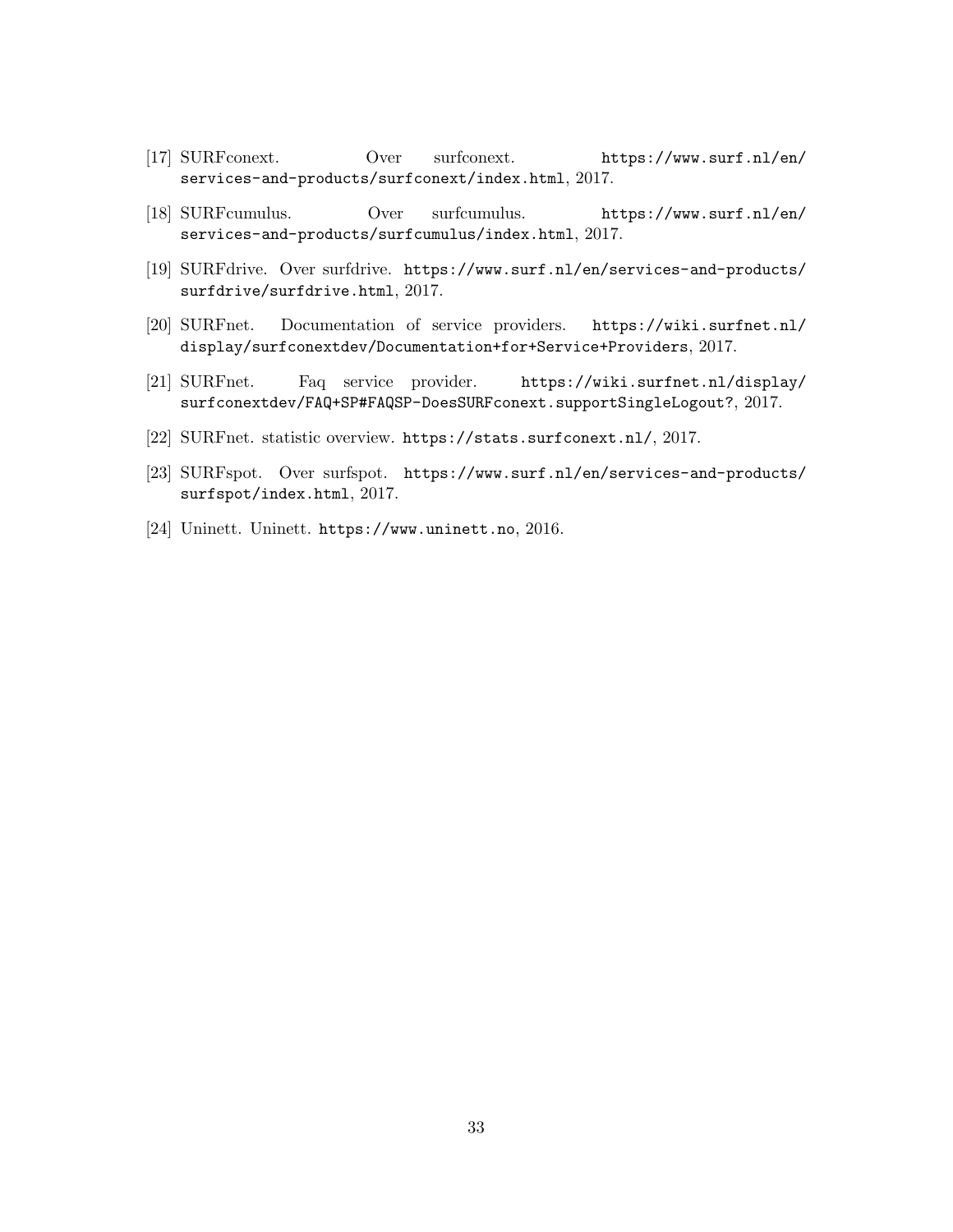[17] SURFconext. Over surfconext. https://www.surf.nl/en/services-and-products/surfconext/index.html, 2017.

[18] SURFcumulus. Over surfcumulus. https://www.surf.nl/en/services-and-products/surfcumulus/index.html, 2017.

[19] SURFdrive. Over surfdrive. https://www.surf.nl/en/services-and-products/surfdrive/surfdrive.html, 2017.

[20] SURFnet. Documentation of service providers. https://wiki.surfnet.nl/display/surfconextdev/Documentation+for+Service+Providers, 2017.

[21] SURFnet. Faq service provider. https://wiki.surfnet.nl/display/surfconextdev/FAQ+SP#FAQSP-DoesSURFconext.supportSingleLogout?, 2017.

[22] SURFnet. statistic overview. https://stats.surfconext.nl/, 2017.

[23] SURFspot. Over surfspot. https://www.surf.nl/en/services-and-products/surfspot/index.html, 2017.

[24] Uninett. Uninett. https://www.uninett.no, 2016.